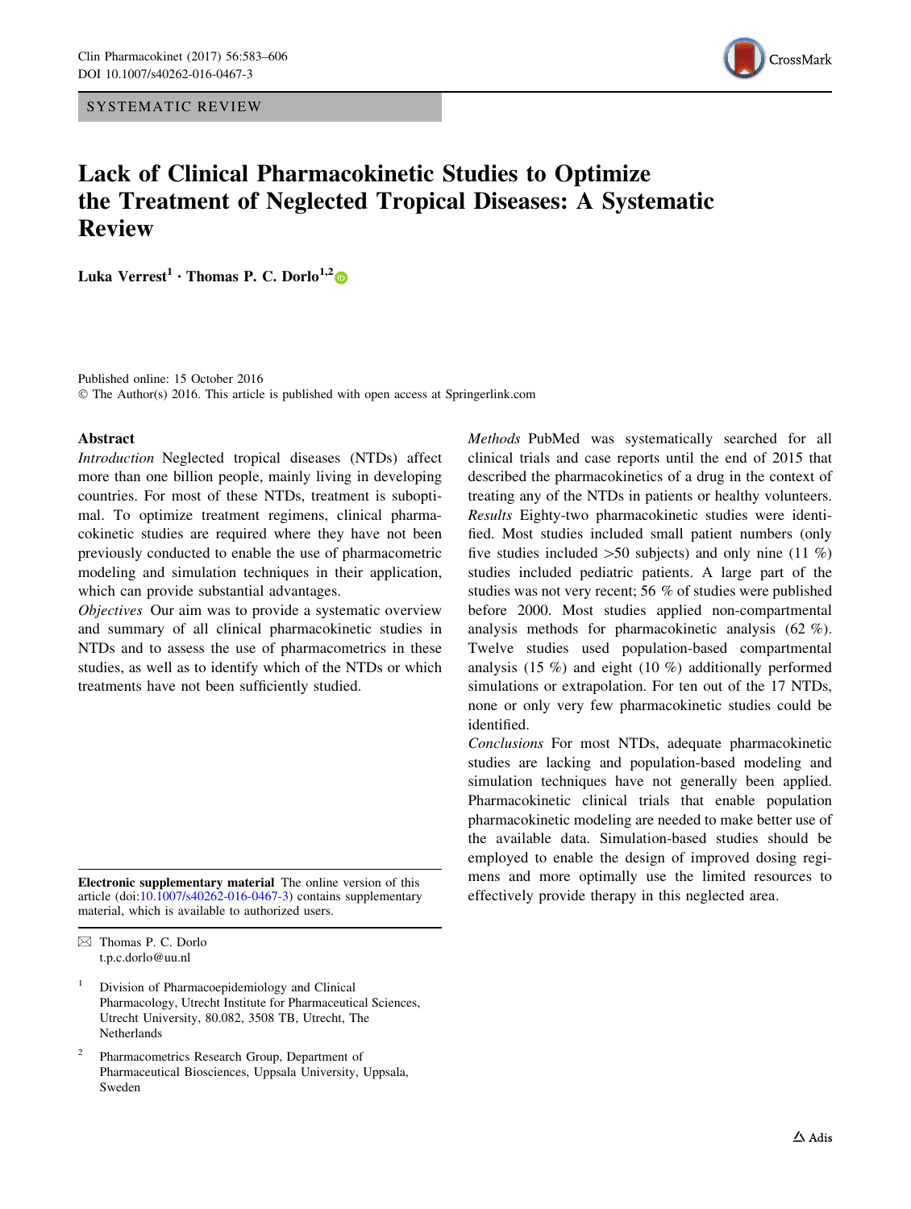SYSTEMATIC REVIEW

# Lack of Clinical Pharmacokinetic Studies to Optimize the Treatment of Neglected Tropical Diseases: A Systematic Review

**Luka Verrest[1] · Thomas P. C. Dorlo[1,2]**

Published online: 15 October 2016
© The Author(s) 2016. This article is published with open access at Springerlink.com

## Abstract

*Introduction* Neglected tropical diseases (NTDs) affect more than one billion people, mainly living in developing countries. For most of these NTDs, treatment is suboptimal. To optimize treatment regimens, clinical pharmacokinetic studies are required where they have not been previously conducted to enable the use of pharmacometric modeling and simulation techniques in their application, which can provide substantial advantages.

*Objectives* Our aim was to provide a systematic overview and summary of all clinical pharmacokinetic studies in NTDs and to assess the use of pharmacometrics in these studies, as well as to identify which of the NTDs or which treatments have not been sufficiently studied.

*Methods* PubMed was systematically searched for all clinical trials and case reports until the end of 2015 that described the pharmacokinetics of a drug in the context of treating any of the NTDs in patients or healthy volunteers.

*Results* Eighty-two pharmacokinetic studies were identified. Most studies included small patient numbers (only five studies included >50 subjects) and only nine (11 %) studies included pediatric patients. A large part of the studies was not very recent; 56 % of studies were published before 2000. Most studies applied non-compartmental analysis methods for pharmacokinetic analysis (62 %). Twelve studies used population-based compartmental analysis (15 %) and eight (10 %) additionally performed simulations or extrapolation. For ten out of the 17 NTDs, none or only very few pharmacokinetic studies could be identified.

*Conclusions* For most NTDs, adequate pharmacokinetic studies are lacking and population-based modeling and simulation techniques have not generally been applied. Pharmacokinetic clinical trials that enable population pharmacokinetic modeling are needed to make better use of the available data. Simulation-based studies should be employed to enable the design of improved dosing regimens and more optimally use the limited resources to effectively provide therapy in this neglected area.

**Electronic supplementary material** The online version of this article (doi:10.1007/s40262-016-0467-3) contains supplementary material, which is available to authorized users.

✉ Thomas P. C. Dorlo
t.p.c.dorlo@uu.nl

[1] Division of Pharmacoepidemiology and Clinical Pharmacology, Utrecht Institute for Pharmaceutical Sciences, Utrecht University, 80.082, 3508 TB, Utrecht, The Netherlands

[2] Pharmacometrics Research Group, Department of Pharmaceutical Biosciences, Uppsala University, Uppsala, Sweden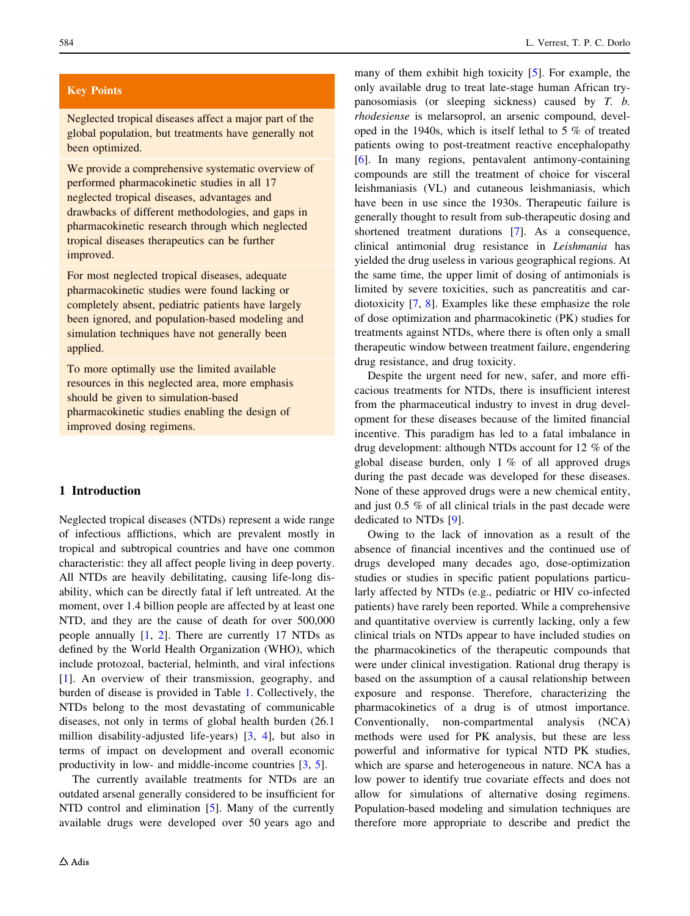**Key Points**

Neglected tropical diseases affect a major part of the global population, but treatments have generally not been optimized.

We provide a comprehensive systematic overview of performed pharmacokinetic studies in all 17 neglected tropical diseases, advantages and drawbacks of different methodologies, and gaps in pharmacokinetic research through which neglected tropical diseases therapeutics can be further improved.

For most neglected tropical diseases, adequate pharmacokinetic studies were found lacking or completely absent, pediatric patients have largely been ignored, and population-based modeling and simulation techniques have not generally been applied.

To more optimally use the limited available resources in this neglected area, more emphasis should be given to simulation-based pharmacokinetic studies enabling the design of improved dosing regimens.

## 1 Introduction

Neglected tropical diseases (NTDs) represent a wide range of infectious afflictions, which are prevalent mostly in tropical and subtropical countries and have one common characteristic: they all affect people living in deep poverty. All NTDs are heavily debilitating, causing life-long disability, which can be directly fatal if left untreated. At the moment, over 1.4 billion people are affected by at least one NTD, and they are the cause of death for over 500,000 people annually [1, 2]. There are currently 17 NTDs as defined by the World Health Organization (WHO), which include protozoal, bacterial, helminth, and viral infections [1]. An overview of their transmission, geography, and burden of disease is provided in Table 1. Collectively, the NTDs belong to the most devastating of communicable diseases, not only in terms of global health burden (26.1 million disability-adjusted life-years) [3, 4], but also in terms of impact on development and overall economic productivity in low- and middle-income countries [3, 5].

The currently available treatments for NTDs are an outdated arsenal generally considered to be insufficient for NTD control and elimination [5]. Many of the currently available drugs were developed over 50 years ago and many of them exhibit high toxicity [5]. For example, the only available drug to treat late-stage human African trypanosomiasis (or sleeping sickness) caused by *T. b. rhodesiense* is melarsoprol, an arsenic compound, developed in the 1940s, which is itself lethal to 5 % of treated patients owing to post-treatment reactive encephalopathy [6]. In many regions, pentavalent antimony-containing compounds are still the treatment of choice for visceral leishmaniasis (VL) and cutaneous leishmaniasis, which have been in use since the 1930s. Therapeutic failure is generally thought to result from sub-therapeutic dosing and shortened treatment durations [7]. As a consequence, clinical antimonial drug resistance in *Leishmania* has yielded the drug useless in various geographical regions. At the same time, the upper limit of dosing of antimonials is limited by severe toxicities, such as pancreatitis and cardiotoxicity [7, 8]. Examples like these emphasize the role of dose optimization and pharmacokinetic (PK) studies for treatments against NTDs, where there is often only a small therapeutic window between treatment failure, engendering drug resistance, and drug toxicity.

Despite the urgent need for new, safer, and more efficacious treatments for NTDs, there is insufficient interest from the pharmaceutical industry to invest in drug development for these diseases because of the limited financial incentive. This paradigm has led to a fatal imbalance in drug development: although NTDs account for 12 % of the global disease burden, only 1 % of all approved drugs during the past decade was developed for these diseases. None of these approved drugs were a new chemical entity, and just 0.5 % of all clinical trials in the past decade were dedicated to NTDs [9].

Owing to the lack of innovation as a result of the absence of financial incentives and the continued use of drugs developed many decades ago, dose-optimization studies or studies in specific patient populations particularly affected by NTDs (e.g., pediatric or HIV co-infected patients) have rarely been reported. While a comprehensive and quantitative overview is currently lacking, only a few clinical trials on NTDs appear to have included studies on the pharmacokinetics of the therapeutic compounds that were under clinical investigation. Rational drug therapy is based on the assumption of a causal relationship between exposure and response. Therefore, characterizing the pharmacokinetics of a drug is of utmost importance. Conventionally, non-compartmental analysis (NCA) methods were used for PK analysis, but these are less powerful and informative for typical NTD PK studies, which are sparse and heterogeneous in nature. NCA has a low power to identify true covariate effects and does not allow for simulations of alternative dosing regimens. Population-based modeling and simulation techniques are therefore more appropriate to describe and predict the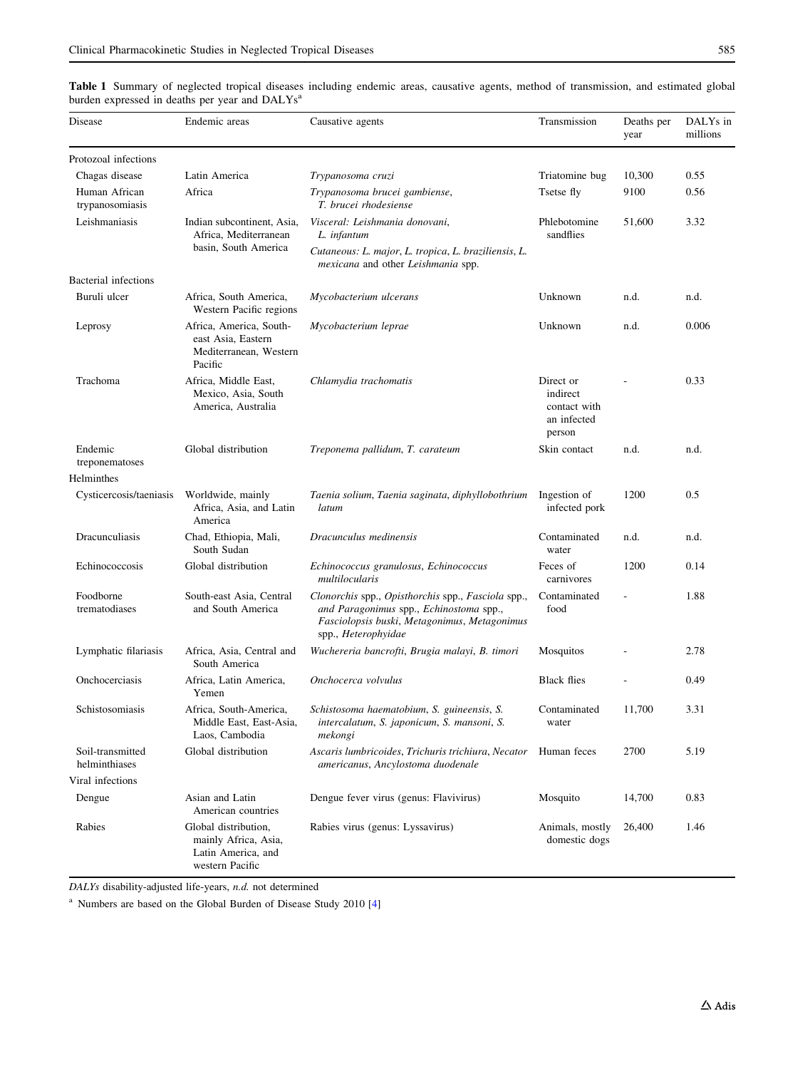**Table 1** Summary of neglected tropical diseases including endemic areas, causative agents, method of transmission, and estimated global burden expressed in deaths per year and DALYs[a]

| Disease | Endemic areas | Causative agents | Transmission | Deaths per year | DALYs in millions |
|---|---|---|---|---|---|
| Protozoal infections | | | | | |
| Chagas disease | Latin America | *Trypanosoma cruzi* | Triatomine bug | 10,300 | 0.55 |
| Human African trypanosomiasis | Africa | *Trypanosoma brucei gambiense*, *T. brucei rhodesiense* | Tsetse fly | 9100 | 0.56 |
| Leishmaniasis | Indian subcontinent, Asia, Africa, Mediterranean basin, South America | *Visceral: Leishmania donovani*, *L. infantum*<br>*Cutaneous: L. major*, *L. tropica*, *L. braziliensis*, *L. mexicana* and other *Leishmania* spp. | Phlebotomine sandflies | 51,600 | 3.32 |
| Bacterial infections | | | | | |
| Buruli ulcer | Africa, South America, Western Pacific regions | *Mycobacterium ulcerans* | Unknown | n.d. | n.d. |
| Leprosy | Africa, America, South-east Asia, Eastern Mediterranean, Western Pacific | *Mycobacterium leprae* | Unknown | n.d. | 0.006 |
| Trachoma | Africa, Middle East, Mexico, Asia, South America, Australia | *Chlamydia trachomatis* | Direct or indirect contact with an infected person | - | 0.33 |
| Endemic treponematoses | Global distribution | *Treponema pallidum*, *T. carateum* | Skin contact | n.d. | n.d. |
| Helminthes | | | | | |
| Cysticercosis/taeniasis | Worldwide, mainly Africa, Asia, and Latin America | *Taenia solium*, *Taenia saginata*, *diphyllobothrium latum* | Ingestion of infected pork | 1200 | 0.5 |
| Dracunculiasis | Chad, Ethiopia, Mali, South Sudan | *Dracunculus medinensis* | Contaminated water | n.d. | n.d. |
| Echinococcosis | Global distribution | *Echinococcus granulosus*, *Echinococcus multilocularis* | Feces of carnivores | 1200 | 0.14 |
| Foodborne trematodiases | South-east Asia, Central and South America | *Clonorchis* spp., *Opisthorchis* spp., *Fasciola* spp., *and Paragonimus* spp., *Echinostoma* spp., *Fasciolopsis buski*, *Metagonimus*, *Metagonimus* spp., *Heterophyidae* | Contaminated food | - | 1.88 |
| Lymphatic filariasis | Africa, Asia, Central and South America | *Wuchereria bancrofti*, *Brugia malayi*, *B. timori* | Mosquitos | - | 2.78 |
| Onchocerciasis | Africa, Latin America, Yemen | *Onchocerca volvulus* | Black flies | - | 0.49 |
| Schistosomiasis | Africa, South-America, Middle East, East-Asia, Laos, Cambodia | *Schistosoma haematobium*, *S. guineensis*, *S. intercalatum*, *S. japonicum*, *S. mansoni*, *S. mekongi* | Contaminated water | 11,700 | 3.31 |
| Soil-transmitted helminthiases | Global distribution | *Ascaris lumbricoides*, *Trichuris trichiura*, *Necator americanus*, *Ancylostoma duodenale* | Human feces | 2700 | 5.19 |
| Viral infections | | | | | |
| Dengue | Asian and Latin American countries | Dengue fever virus (genus: Flavivirus) | Mosquito | 14,700 | 0.83 |
| Rabies | Global distribution, mainly Africa, Asia, Latin America, and western Pacific | Rabies virus (genus: Lyssavirus) | Animals, mostly domestic dogs | 26,400 | 1.46 |

*DALYs* disability-adjusted life-years, *n.d.* not determined

[a] Numbers are based on the Global Burden of Disease Study 2010 [4]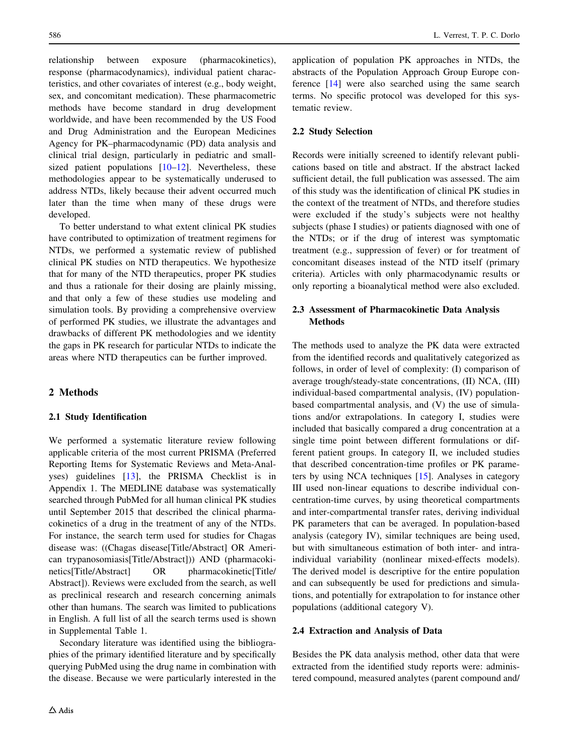relationship between exposure (pharmacokinetics), response (pharmacodynamics), individual patient characteristics, and other covariates of interest (e.g., body weight, sex, and concomitant medication). These pharmacometric methods have become standard in drug development worldwide, and have been recommended by the US Food and Drug Administration and the European Medicines Agency for PK–pharmacodynamic (PD) data analysis and clinical trial design, particularly in pediatric and small-sized patient populations [10–12]. Nevertheless, these methodologies appear to be systematically underused to address NTDs, likely because their advent occurred much later than the time when many of these drugs were developed.

To better understand to what extent clinical PK studies have contributed to optimization of treatment regimens for NTDs, we performed a systematic review of published clinical PK studies on NTD therapeutics. We hypothesize that for many of the NTD therapeutics, proper PK studies and thus a rationale for their dosing are plainly missing, and that only a few of these studies use modeling and simulation tools. By providing a comprehensive overview of performed PK studies, we illustrate the advantages and drawbacks of different PK methodologies and we identity the gaps in PK research for particular NTDs to indicate the areas where NTD therapeutics can be further improved.

## 2 Methods

### 2.1 Study Identification

We performed a systematic literature review following applicable criteria of the most current PRISMA (Preferred Reporting Items for Systematic Reviews and Meta-Analyses) guidelines [13], the PRISMA Checklist is in Appendix 1. The MEDLINE database was systematically searched through PubMed for all human clinical PK studies until September 2015 that described the clinical pharmacokinetics of a drug in the treatment of any of the NTDs. For instance, the search term used for studies for Chagas disease was: ((Chagas disease[Title/Abstract] OR American trypanosomiasis[Title/Abstract])) AND (pharmacokinetics[Title/Abstract] OR pharmacokinetic[Title/Abstract]). Reviews were excluded from the search, as well as preclinical research and research concerning animals other than humans. The search was limited to publications in English. A full list of all the search terms used is shown in Supplemental Table 1.

Secondary literature was identified using the bibliographies of the primary identified literature and by specifically querying PubMed using the drug name in combination with the disease. Because we were particularly interested in the application of population PK approaches in NTDs, the abstracts of the Population Approach Group Europe conference [14] were also searched using the same search terms. No specific protocol was developed for this systematic review.

### 2.2 Study Selection

Records were initially screened to identify relevant publications based on title and abstract. If the abstract lacked sufficient detail, the full publication was assessed. The aim of this study was the identification of clinical PK studies in the context of the treatment of NTDs, and therefore studies were excluded if the study's subjects were not healthy subjects (phase I studies) or patients diagnosed with one of the NTDs; or if the drug of interest was symptomatic treatment (e.g., suppression of fever) or for treatment of concomitant diseases instead of the NTD itself (primary criteria). Articles with only pharmacodynamic results or only reporting a bioanalytical method were also excluded.

### 2.3 Assessment of Pharmacokinetic Data Analysis Methods

The methods used to analyze the PK data were extracted from the identified records and qualitatively categorized as follows, in order of level of complexity: (I) comparison of average trough/steady-state concentrations, (II) NCA, (III) individual-based compartmental analysis, (IV) population-based compartmental analysis, and (V) the use of simulations and/or extrapolations. In category I, studies were included that basically compared a drug concentration at a single time point between different formulations or different patient groups. In category II, we included studies that described concentration-time profiles or PK parameters by using NCA techniques [15]. Analyses in category III used non-linear equations to describe individual concentration-time curves, by using theoretical compartments and inter-compartmental transfer rates, deriving individual PK parameters that can be averaged. In population-based analysis (category IV), similar techniques are being used, but with simultaneous estimation of both inter- and intra-individual variability (nonlinear mixed-effects models). The derived model is descriptive for the entire population and can subsequently be used for predictions and simulations, and potentially for extrapolation to for instance other populations (additional category V).

### 2.4 Extraction and Analysis of Data

Besides the PK data analysis method, other data that were extracted from the identified study reports were: administered compound, measured analytes (parent compound and/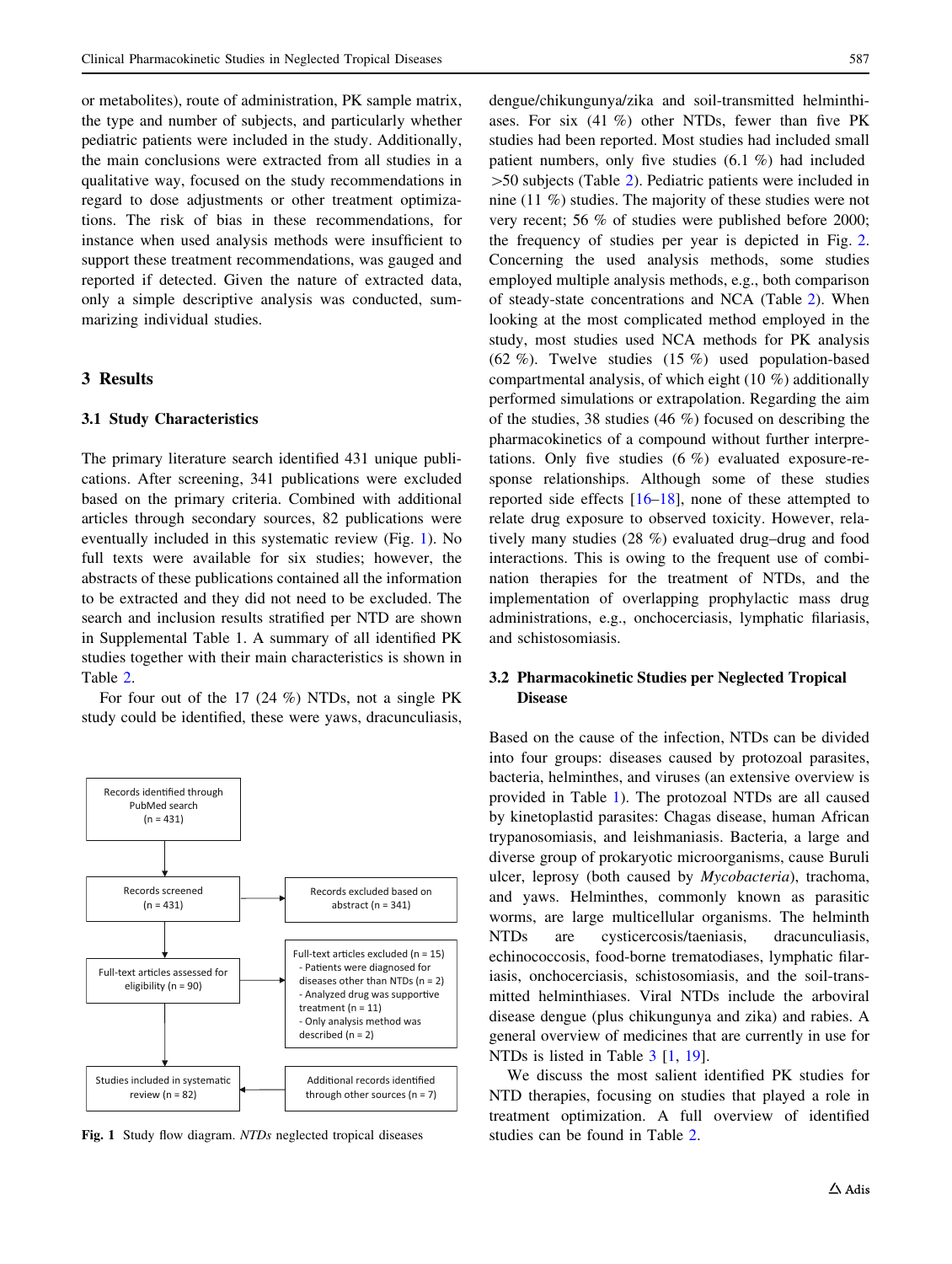or metabolites), route of administration, PK sample matrix, the type and number of subjects, and particularly whether pediatric patients were included in the study. Additionally, the main conclusions were extracted from all studies in a qualitative way, focused on the study recommendations in regard to dose adjustments or other treatment optimizations. The risk of bias in these recommendations, for instance when used analysis methods were insufficient to support these treatment recommendations, was gauged and reported if detected. Given the nature of extracted data, only a simple descriptive analysis was conducted, summarizing individual studies.

## 3 Results

### 3.1 Study Characteristics

The primary literature search identified 431 unique publications. After screening, 341 publications were excluded based on the primary criteria. Combined with additional articles through secondary sources, 82 publications were eventually included in this systematic review (Fig. 1). No full texts were available for six studies; however, the abstracts of these publications contained all the information to be extracted and they did not need to be excluded. The search and inclusion results stratified per NTD are shown in Supplemental Table 1. A summary of all identified PK studies together with their main characteristics is shown in Table 2.

For four out of the 17 (24 %) NTDs, not a single PK study could be identified, these were yaws, dracunculiasis, dengue/chikungunya/zika and soil-transmitted helminthiases. For six (41 %) other NTDs, fewer than five PK studies had been reported. Most studies had included small patient numbers, only five studies (6.1 %) had included >50 subjects (Table 2). Pediatric patients were included in nine (11 %) studies. The majority of these studies were not very recent; 56 % of studies were published before 2000; the frequency of studies per year is depicted in Fig. 2. Concerning the used analysis methods, some studies employed multiple analysis methods, e.g., both comparison of steady-state concentrations and NCA (Table 2). When looking at the most complicated method employed in the study, most studies used NCA methods for PK analysis (62 %). Twelve studies (15 %) used population-based compartmental analysis, of which eight (10 %) additionally performed simulations or extrapolation. Regarding the aim of the studies, 38 studies (46 %) focused on describing the pharmacokinetics of a compound without further interpretations. Only five studies (6 %) evaluated exposure-response relationships. Although some of these studies reported side effects [16–18], none of these attempted to relate drug exposure to observed toxicity. However, relatively many studies (28 %) evaluated drug–drug and food interactions. This is owing to the frequent use of combination therapies for the treatment of NTDs, and the implementation of overlapping prophylactic mass drug administrations, e.g., onchocerciasis, lymphatic filariasis, and schistosomiasis.

Records identified through PubMed search (n = 431)

Records screened (n = 431) → Records excluded based on abstract (n = 341)

Full-text articles assessed for eligibility (n = 90) → Full-text articles excluded (n = 15)
- Patients were diagnosed for diseases other than NTDs (n = 2)
- Analyzed drug was supportive treatment (n = 11)
- Only analysis method was described (n = 2)

Studies included in systematic review (n = 82) ← Additional records identified through other sources (n = 7)

**Fig. 1** Study flow diagram. *NTDs* neglected tropical diseases

### 3.2 Pharmacokinetic Studies per Neglected Tropical Disease

Based on the cause of the infection, NTDs can be divided into four groups: diseases caused by protozoal parasites, bacteria, helminthes, and viruses (an extensive overview is provided in Table 1). The protozoal NTDs are all caused by kinetoplastid parasites: Chagas disease, human African trypanosomiasis, and leishmaniasis. Bacteria, a large and diverse group of prokaryotic microorganisms, cause Buruli ulcer, leprosy (both caused by *Mycobacteria*), trachoma, and yaws. Helminthes, commonly known as parasitic worms, are large multicellular organisms. The helminth NTDs are cysticercosis/taeniasis, dracunculiasis, echinococcosis, food-borne trematodiases, lymphatic filariasis, onchocerciasis, schistosomiasis, and the soil-transmitted helminthiases. Viral NTDs include the arboviral disease dengue (plus chikungunya and zika) and rabies. A general overview of medicines that are currently in use for NTDs is listed in Table 3 [1, 19].

We discuss the most salient identified PK studies for NTD therapies, focusing on studies that played a role in treatment optimization. A full overview of identified studies can be found in Table 2.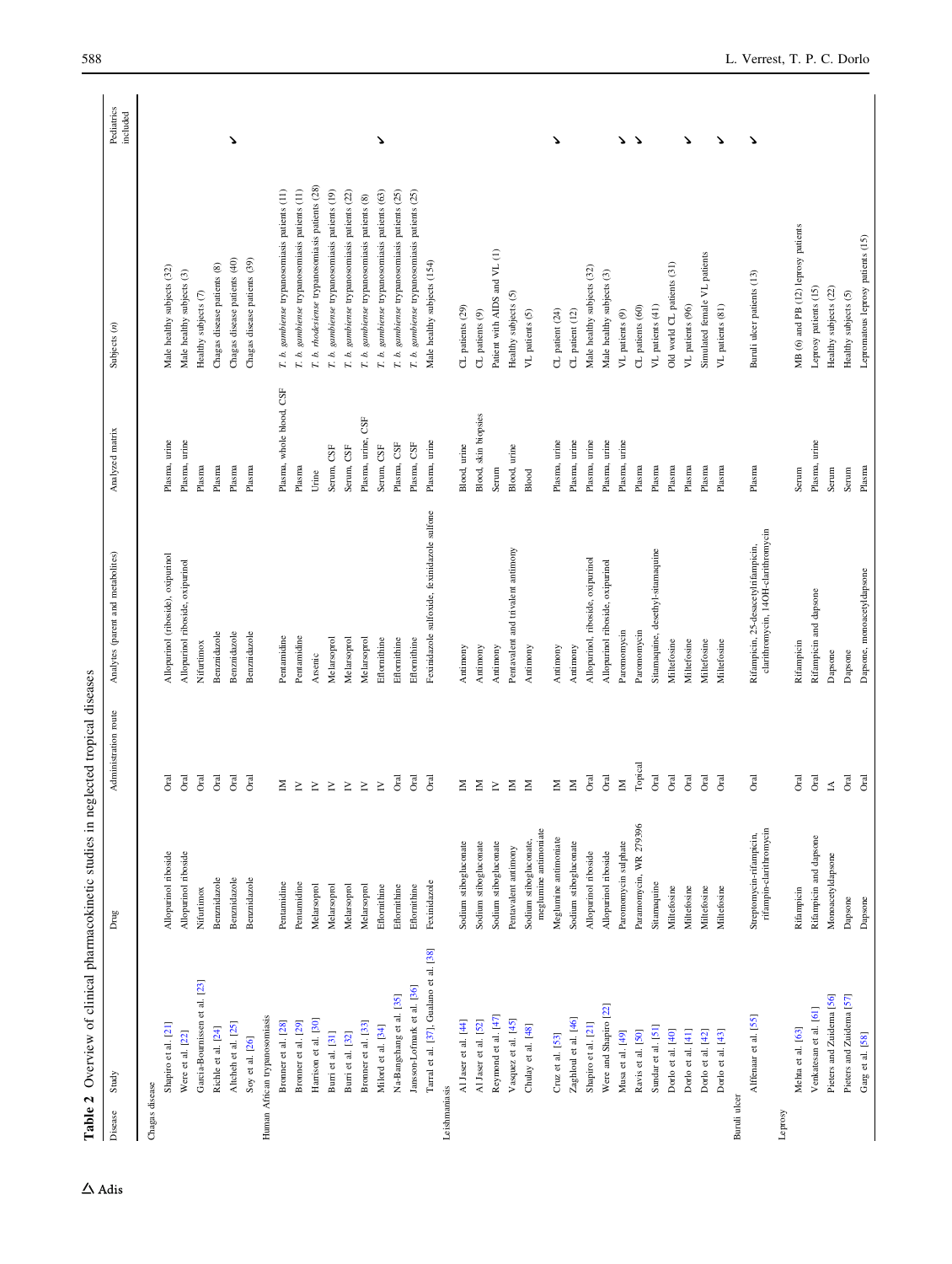**Table 2** Overview of clinical pharmacokinetic studies in neglected tropical diseases

| Disease | Study | Drug | Administration route | Analytes (parent and metabolites) | Analyzed matrix | Subjects (n) | Pediatrics included |
|---|---|---|---|---|---|---|---|
| Chagas disease | | | | | | | |
| | Shapiro et al. [21] | Allopurinol riboside | Oral | Allopurinol (riboside), oxipurinol | Plasma, urine | Male healthy subjects (32) | |
| | Were et al. [22] | Allopurinol riboside | Oral | Allopurinol riboside, oxipurinol | Plasma, urine | Male healthy subjects (3) | |
| | Garcia-Bournissen et al. [23] | Nifurtimox | Oral | Nifurtimox | Plasma | Healthy subjects (7) | |
| | Richle et al. [24] | Benznidazole | Oral | Benznidazole | Plasma | Chagas disease patients (8) | |
| | Altcheh et al. [25] | Benznidazole | Oral | Benznidazole | Plasma | Chagas disease patients (40) | ✓ |
| | Soy et al. [26] | Benznidazole | Oral | Benznidazole | Plasma | Chagas disease patients (39) | |
| Human African trypanosomiasis | | | | | | | |
| | Bronner et al. [28] | Pentamidine | IM | Pentamidine | Plasma, whole blood, CSF | *T. b. gambiense* trypanosomiasis patients (11) | |
| | Bronner et al. [29] | Pentamidine | IV | Pentamidine | Plasma | *T. b. gambiense* trypanosomiasis patients (11) | |
| | Harrison et al. [30] | Melarsoprol | IV | Arsenic | Urine | *T. b. rhodesiense* trypanosomiasis patients (28) | |
| | Burri et al. [31] | Melarsoprol | IV | Melarsoprol | Serum, CSF | *T. b. gambiense* trypanosomiasis patients (19) | |
| | Burri et al. [32] | Melarsoprol | IV | Melarsoprol | Serum, CSF | *T. b. gambiense* trypanosomiasis patients (22) | |
| | Bronner et al. [33] | Melarsoprol | IV | Melarsoprol | Plasma, urine, CSF | *T. b. gambiense* trypanosomiasis patients (8) | |
| | Milord et al. [34] | Eflornithine | IV | Eflornithine | Serum, CSF | *T. b. gambiense* trypanosomiasis patients (63) | ✓ |
| | Na-Bangchang et al. [35] | Eflornithine | Oral | Eflornithine | Plasma, CSF | *T. b. gambiense* trypanosomiasis patients (25) | |
| | Jansson-Lofmark et al. [36] | Eflornithine | Oral | Eflornithine | Plasma, CSF | *T. b. gambiense* trypanosomiasis patients (25) | |
| | Tarral et al. [37], Gualano et al. [38] | Fexinidazole | Oral | Fexinidazole sulfoxide, fexinidazole sulfone | Plasma, urine | Male healthy subjects (154) | |
| Leishmaniasis | | | | | | | |
| | Al Jaser et al. [44] | Sodium stibogluconate | IM | Antimony | Blood, urine | CL patients (29) | |
| | Al Jaser et al. [52] | Sodium stibogluconate | IM | Antimony | Blood, skin biopsies | CL patients (9) | |
| | Reymond et al. [47] | Sodium stibogluconate | IV | Antimony | Serum | Patient with AIDS and VL (1) | |
| | Vasquez et al. [45] | Pentavalent antimony | IM | Pentavalent and trivalent antimony | Blood, urine | Healthy subjects (5) | |
| | Chulay et al. [48] | Sodium stibogluconate, meglumine antimoniate | IM | Antimony | Blood | VL patients (5) | |
| | Cruz et al. [53] | Meglumine antimoniate | IM | Antimony | Plasma, urine | CL patient (24) | ✓ |
| | Zaghloul et al. [46] | Sodium stibogluconate | IM | Antimony | Plasma, urine | CL patient (12) | |
| | Shapiro et al. [21] | Allopurinol riboside | Oral | Allopurinol riboside, oxipurinol | Plasma, urine | Male healthy subjects (32) | |
| | Were and Shapiro [22] | Allopurinol riboside | Oral | Allopurinol riboside, oxipurinol | Plasma, urine | Male healthy subjects (3) | |
| | Musa et al. [49] | Paromomycin sulphate | IM | Paromomycin | Plasma, urine | VL patients (9) | ✓ |
| | Ravis et al. [50] | Paromomycin, WR 279396 | Topical | Paromomycin | Plasma | CL patients (60) | ✓ |
| | Sundar et al. [51] | Sitamaquine | Oral | Sitamaquine, desethyl-sitamaquine | Plasma | VL patients (41) | |
| | Dorlo et al. [40] | Miltefosine | Oral | Miltefosine | Plasma | Old world CL patients (31) | |
| | Dorlo et al. [41] | Miltefosine | Oral | Miltefosine | Plasma | VL patients (96) | ✓ |
| | Dorlo et al. [42] | Miltefosine | Oral | Miltefosine | Plasma | Simulated female VL patients | |
| | Dorlo et al. [43] | Miltefosine | Oral | Miltefosine | Plasma | VL patients (81) | ✓ |
| Buruli ulcer | | | | | | | |
| | Alffenaar et al. [55] | Streptomycin-rifampicin, rifampicin-clarithromycin | Oral | Rifampicin, 25-desacetylrifampicin, clarithromycin, 14OH-clarithromycin | Plasma | Buruli ulcer patients (13) | ✓ |
| Leprosy | | | | | | | |
| | Mehta et al. [63] | Rifampicin | Oral | Rifampicin | Serum | MB (6) and PB (12) leprosy patients | |
| | Venkatesan et al. [61] | Rifampicin and dapsone | Oral | Rifampicin and dapsone | Plasma, urine | Leprosy patients (15) | |
| | Pieters and Zuidema [56] | Monoacetyldapsone | IA | Dapsone | Serum | Healthy subjects (22) | |
| | Pieters and Zuidema [57] | Dapsone | Oral | Dapsone | Serum | Healthy subjects (5) | |
| | Garg et al. [58] | Dapsone | Oral | Dapsone, monoacetyldapsone | Plasma | Lepromatous leprosy patients (15) | |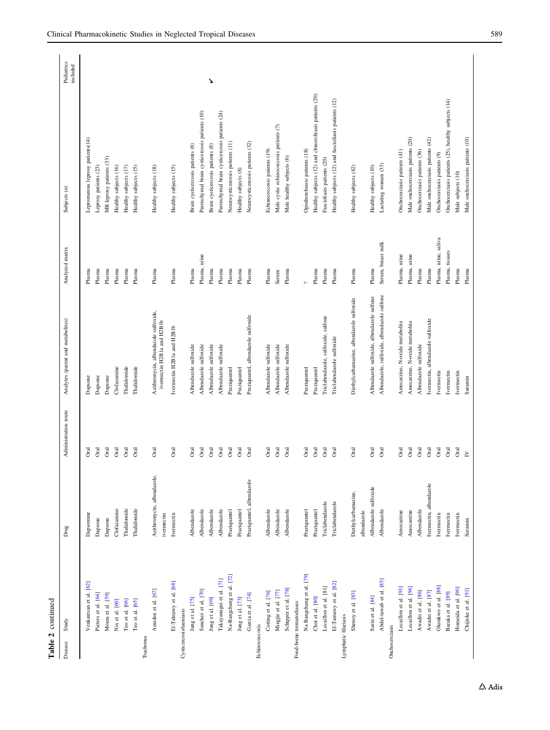**Table 2** continued

| Disease | Study | Drug | Administration route | Analytes (parent and metabolites) | Analyzed matrix | Subjects (n) | Pediatrics included |
|---|---|---|---|---|---|---|---|
| | Venkatesan et al. [62] | Dapsomine | Oral | Dapsone | Plasma | Lepromatous leprosy patients(14) | |
| | Pieters et al. [64] | Dapsone | Oral | Dapsone | Plasma | Leprosy patients (23) | |
| | Moura et al. [59] | Dapsone | Oral | Dapsone | Plasma | MB leprosy patients (33) | |
| | Nix et al. [60] | Clofazamine | Oral | Clofazamine | Plasma | Healthy subjects (16) | |
| | Teo et al. [66] | Thalidomide | Oral | Thalidomide | Plasma | Healthy subjects (17) | |
| | Teo et al. [65] | Thalidomide | Oral | Thalidomide | Plasma | Healthy subjects (15) | |
| Trachoma | | | | | | | |
| | Amsden et al. [67] | Azithromycin, albendazole, ivermectin | Oral | Azithromycin, albendazole sulfoxide, ivermectin H2B1a and H2B1b | Plasma | Healthy subjects (18) | |
| | El-Tahtawy et al. [68] | Ivermectin | Oral | Ivermectin H2B1a and H2B1b | Plasma | Healthy subjects (15) | |
| Cysticercosis/taeniasis | | | | | | | |
| | Jung et al. [75] | Albendazole | Oral | Albendazole sulfoxide | Plasma | Brain cysticercosis patients (8) | |
| | Sanchez et al. [70] | Albendazole | Oral | Albendazole sulfoxide | Plasma, urine | Parenchymal brain cysticercosis patients (10) | |
| | Jung et al. [69] | Albendazole | Oral | Albendazole sulfoxide | Plasma | Brain cysticercosis patients (8) | ✓ |
| | Takayanagui et al. [71] | Albendazole | Oral | Albendazole sulfoxide | Plasma | Parenchymal brain cysticercosis patients (24) | |
| | Na-Bangchang et al. [72] | Praziquantel | Oral | Praziquantel | Plasma | Neurocysticercosis patients (11) | |
| | Jung et al. [73] | Praziquantel | Oral | Praziquantel | Plasma | Healthy subjects (8) | |
| | Garcia et al. [74] | Praziquantel, albendazole | Oral | Praziquantel, albendazole sulfoxide | Plasma | Neurocysticercosis patients (32) | |
| Echinococcosis | | | | | | | |
| | Cotting et al. [76] | Albendazole | Oral | Albendazole sulfoxide | Plasma | Echinococcosis patients (19) | |
| | Mingjie et al. [77] | Albendazole | Oral | Albendazole sulfoxide | Serum | Male cystic echinococcosis patients (7) | |
| | Schipper et al. [78] | Albendazole | Oral | Albendazole sulfoxide | Plasma | Male healthy subjects (6) | |
| Food-borne trematodiases | | | | | | | |
| | Na Bangchang et al. [79] | Praziquantel | Oral | Praziquantel | ? | Opisthorchiasis patients (18) | |
| | Choi et al. [80] | Praziquantel | Oral | Praziquantel | Plasma | Healthy subjects (12) and clonorchiasis patients (20) | |
| | Lecaillon et al. [81] | Triclabendazole | Oral | Triclabendazole, sulfoxide, sulfone | Plasma | Fascioliasis patients (20) | |
| | El-Tantawy et al. [82] | Triclabendazole | Oral | Triclabendazole sulfoxide | Plasma | Healthy subjects (12) and fascioliasis patients (12) | |
| Lymphatic filariasis | | | | | | | |
| | Shenoy et al. [83] | Diethylcarbamazine, albendazole | Oral | Diethylcarbamazine, albendazole sulfoxide | Plasma | Healthy subjects (42) | |
| | Sarin et al. [84] | Albendazole sulfoxide | Oral | Albendazole sulfoxide, albendazole sulfone | Plasma | Healthy subjects (10) | |
| | Abdel-tawab et al. [85] | Albendazole | Oral | Albendazole, sulfoxide, albendazole sulfone | Serum, breast milk | Lactating women (33) | |
| Onchocerciasis | | | | | | | |
| | Lecaillon et al. [93] | Amocarzine | Oral | Amocarzine, N-oxide metabolite | Plasma, urine | Onchocerciasis patients (41) | |
| | Lecaillon et al. [94] | Amocarzine | Oral | Amocarzine, N-oxide metabolite | Plasma, urine | Male onchocerciasis patients (20) | |
| | Awadzi et al. [86] | Albendazole | Oral | Albendazole sulfoxide | Plasma | Onchocerciasis patients (36) | |
| | Awadzi et al. [87] | Ivermectin, albendazole | Oral | Ivermectin, albendazole sulfoxide | Plasma | Male onchocerciasis patients (42) | |
| | Okonkwo et al. [88] | Ivermectin | Oral | Ivermectin | Plasma, urine, saliva | Onchocerciasis patients (9) | |
| | Baraka et al. [89] | Ivermectin | Oral | Ivermectin | Plasma, tissues | Onchocerciasis patients (25), healthy subjects (14) | |
| | Homeida et al. [90] | Ivermectin | Oral | Ivermectin | Plasma | Male subjects (10) | |
| | Chijioke et al. [91] | Suramin | IV | Suramin | Plasma | Male onchocerciasis patients (10) | |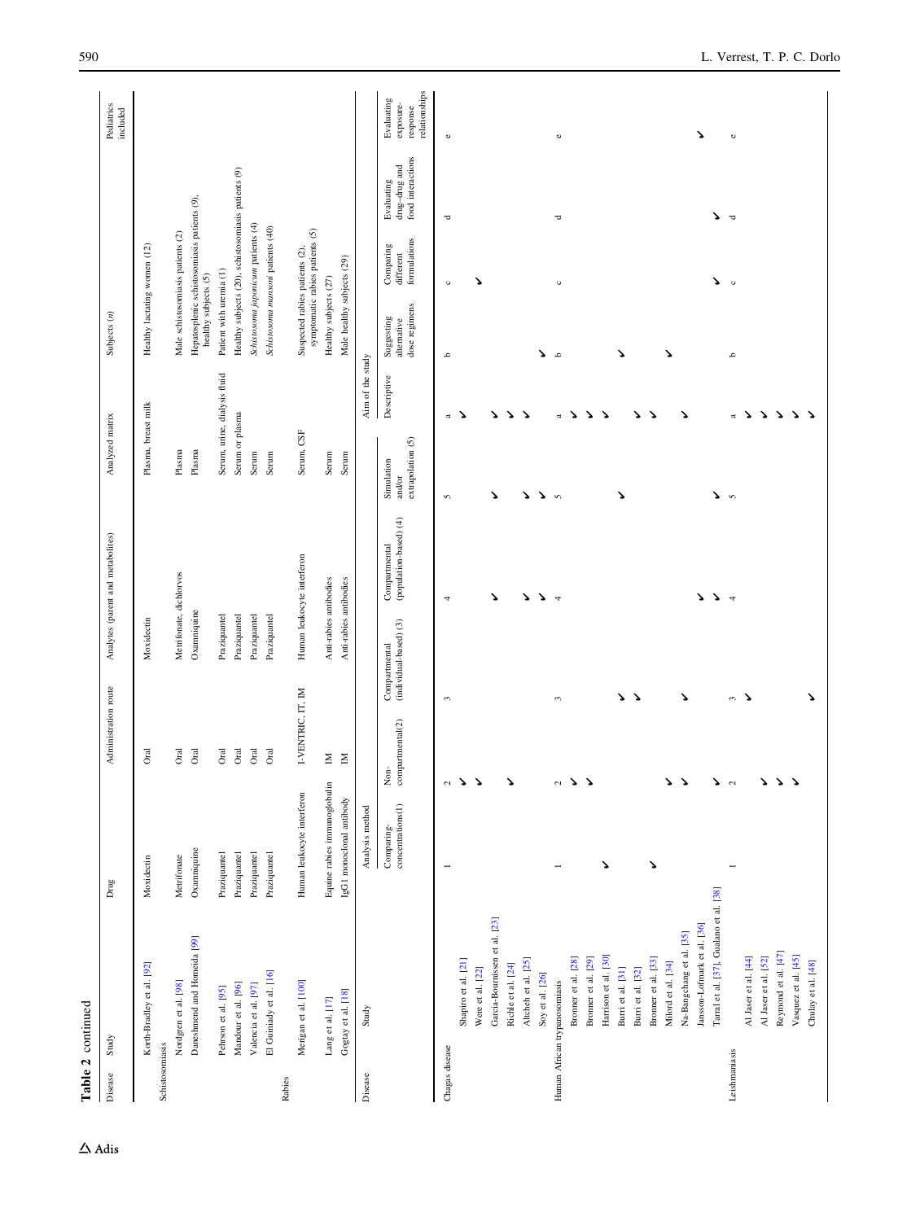**Table 2** continued

| Disease | Study | Drug | Administration route | Analytes (parent and metabolites) | Analyzed matrix | Subjects (n) | Pediatrics included |
|---|---|---|---|---|---|---|---|
| | Korth-Bradley et al. [92] | Moxidectin | Oral | Moxidectin | Plasma, breast milk | Healthy lactating women (12) | |
| Schistosomiasis | Nordgren et al. [98] | Metrifonate | Oral | Metrifonate, dichlorvos | Plasma | Male schistosomiasis patients (2) | |
| | Daneshmend and Homeida [99] | Oxamniquine | Oral | Oxamniquine | Plasma | Hepatosplenic schistosomiasis patients (9), healthy subjects (5) | |
| | Pehrson et al. [95] | Praziquantel | Oral | Praziquantel | Serum, urine, dialysis fluid | Patient with uremia (1) | |
| | Mandour et al. [96] | Praziquantel | Oral | Praziquantel | Serum or plasma | Healthy subjects (20), schistosomiasis patients (9) | |
| | Valencia et al. [97] | Praziquantel | Oral | Praziquantel | Serum | *Schistosoma japonicum* patients (4) | |
| | El Guiniady et al. [16] | Praziquantel | Oral | Praziquantel | Serum | *Schistosoma mansoni* patients (40) | |
| Rabies | Merigan et al. [100] | Human leukocyte interferon | I-VENTRIC, IT, IM | Human leukocyte interferon | Serum, CSF | Suspected rabies patients (2), symptomatic rabies patients (5) | |
| | Lang et al. [17] | Equine rabies immunoglobulin | IM | Anti-rabies antibodies | Serum | Healthy subjects (27) | |
| | Gogtay et al. [18] | IgG1 monoclonal antibody | IM | Anti-rabies antibodies | Serum | Male healthy subjects (29) | |

| Disease | Study | Analysis method | | | | | Aim of the study | | | | |
|---|---|---|---|---|---|---|---|---|---|---|---|
| | | Comparing concentrations(1) | Non-compartmental(2) | Compartmental (individual-based) (3) | Compartmental (population-based) (4) | Simulation and/or extrapolation (5) | Descriptive | Suggesting alternative dose regimens | Comparing different formulations | Evaluating drug–drug and food interactions | Evaluating exposure-response relationships |
| Chagas disease | | 1 | 2 | 3 | 4 | 5 | a | b | c | d | e |
| | Shapiro et al. [21] | | ✓ | | | | ✓ | | | | |
| | Were et al. [22] | | ✓ | | | | | | ✓ | | |
| | Garcia-Bournissen et al. [23] | | | | ✓ | ✓ | ✓ | | | | |
| | Richle et al. [24] | | ✓ | | | | ✓ | | | | |
| | Altcheh et al. [25] | | | ✓ | ✓ | ✓ | ✓ | | | | |
| | Soy et al. [26] | | | ✓ | ✓ | ✓ | | ✓ | | | |
| Human African trypanosomiasis | | 1 | 2 | 3 | 4 | 5 | a | b | c | d | e |
| | Bronner et al. [28] | | ✓ | | | | ✓ | | | | |
| | Bronner et al. [29] | | ✓ | | | | ✓ | | | | |
| | Harrison et al. [30] | ✓ | | | | ✓ | ✓ | | | | |
| | Burri et al. [31] | | | ✓ | | | | ✓ | | | |
| | Burri et al. [32] | | | ✓ | | | ✓ | | | | |
| | Bronner et al. [33] | ✓ | | | | | ✓ | | | | |
| | Milord et al. [34] | | ✓ | | | | | ✓ | | | |
| | Na-Bangchang et al. [35] | | ✓ | ✓ | | | ✓ | | | | |
| | Jansson-Lofmark et al. [36] | | | | ✓ | | | | | | ✓ |
| | Tarral et al. [37], Gualano et al. [38] | | ✓ | | ✓ | ✓ | | | ✓ | ✓ | |
| Leishmaniasis | | 1 | 2 | 3 | 4 | 5 | a | b | c | d | e |
| | Al Jaser et al. [44] | | | ✓ | | | ✓ | | | | |
| | Al Jaser et al. [52] | | ✓ | | | | ✓ | | | | |
| | Reymond et al. [47] | | ✓ | | | | ✓ | | | | |
| | Vasquez et al. [45] | | ✓ | | | | ✓ | | | | |
| | Chulay et al. [48] | | | ✓ | | | ✓ | | | | |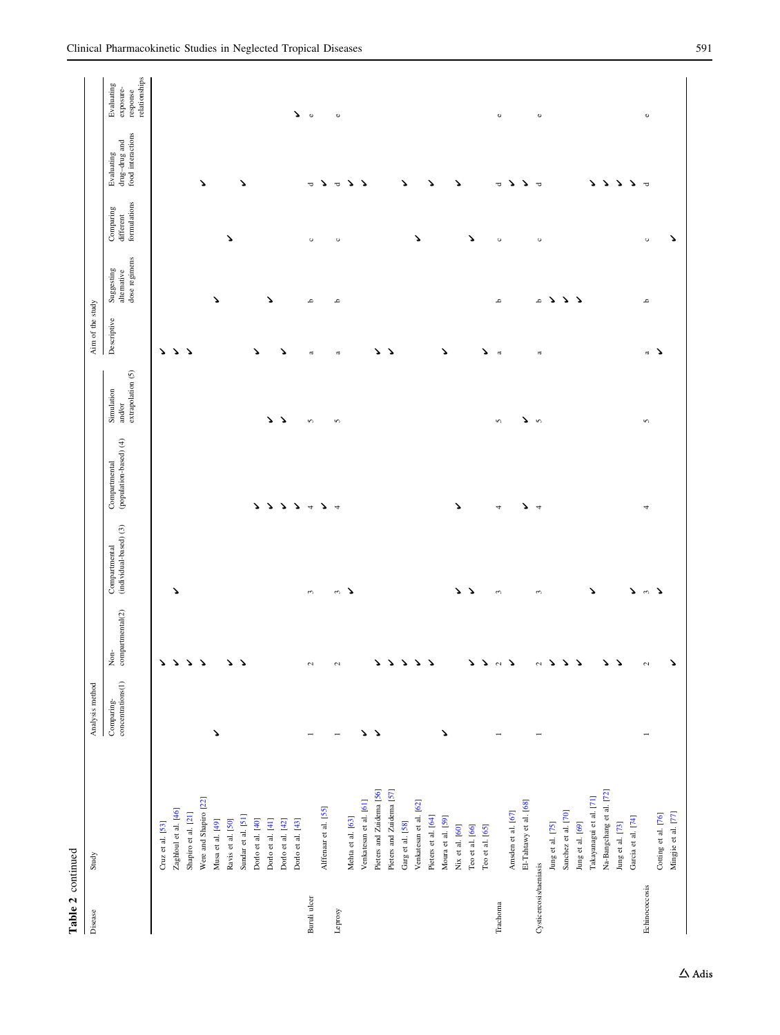**Table 2** continued

| Disease | Study | Analysis method | | | | | Aim of the study | | | | |
|---|---|---|---|---|---|---|---|---|---|---|---|
| | | Comparing-concentrations(1) | Non-compartmental(2) | Compartmental (individual-based) (3) | Compartmental (population-based) (4) | Simulation and/or extrapolation (5) | Descriptive | Suggesting alternative dose regimens | Comparing different formulations | Evaluating drug–drug and food interactions | Evaluating exposure-response relationships |
| | Cruz et al. [53] | | ✓ | | | | ✓ | | | | |
| | Zaghloul et al. [46] | | ✓ | ✓ | | | ✓ | | | | |
| | Shapiro et al. [21] | | ✓ | | | | ✓ | | | | |
| | Were and Shapiro [22] | | ✓ | | | | | | | ✓ | |
| | Musa et al. [49] | ✓ | | | | | | ✓ | | | |
| | Ravis et al. [50] | | ✓ | | | | | | ✓ | | |
| | Sundar et al. [51] | | ✓ | | | | | | | ✓ | |
| | Dorlo et al. [40] | | | | ✓ | | ✓ | | | | |
| | Dorlo et al. [41] | | | | ✓ | ✓ | | ✓ | | | |
| | Dorlo et al. [42] | | | | ✓ | ✓ | ✓ | | | | |
| | Dorlo et al. [43] | | | | ✓ | | | | | | ✓ |
| Buruli ulcer | | 1 | 2 | 3 | 4 | 5 | a | b | c | d | e |
| | Alffenaar et al. [55] | | | | ✓ | | | | | ✓ | |
| Leprosy | | 1 | 2 | 3 | 4 | 5 | a | b | c | d | e |
| | Mehta et al. [63] | | | ✓ | | | | | | ✓ | |
| | Venkatesan et al. [61] | ✓ | | | | | | | | ✓ | |
| | Pieters and Zuidema [56] | ✓ | ✓ | | | | ✓ | | | | |
| | Pieters and Zuidema [57] | | ✓ | | | | ✓ | | | | |
| | Garg et al. [58] | | ✓ | | | | | | | ✓ | |
| | Venkatesan et al. [62] | | ✓ | | | | | | ✓ | | |
| | Pieters et al. [64] | | ✓ | | | | | | | ✓ | |
| | Moura et al. [59] | ✓ | | | | | ✓ | | | | |
| | Nix et al. [60] | | | ✓ | ✓ | | | | | ✓ | |
| | Teo et al. [66] | | ✓ | ✓ | | | | | ✓ | | |
| | Teo et al. [65] | | ✓ | | | | ✓ | | | | |
| Trachoma | | 1 | 2 | 3 | 4 | 5 | a | b | c | d | e |
| | Amsden et al. [67] | | ✓ | | | | | | | ✓ | |
| | El-Tahtawy et al. [68] | | | | ✓ | ✓ | | | | ✓ | |
| Cysticercosis/taeniasis | | 1 | 2 | 3 | 4 | 5 | a | b | c | d | e |
| | Jung et al. [75] | | ✓ | | | | | ✓ | | | |
| | Sanchez et al. [70] | | ✓ | | | | | ✓ | | | |
| | Jung et al. [69] | | ✓ | | | | | ✓ | | | |
| | Takayanagui et al. [71] | | | ✓ | | | | | | ✓ | |
| | Na-Bangchang et al. [72] | | ✓ | | | | | | | ✓ | |
| | Jung et al. [73] | | ✓ | | | | | | | ✓ | |
| | Garcia et al. [74] | | | ✓ | | | | | | ✓ | |
| Echinococcosis | | 1 | 2 | 3 | 4 | 5 | a | b | c | d | e |
| | Cotting et al. [76] | | | ✓ | | | ✓ | | | | |
| | Mingjie et al. [77] | | ✓ | | | | | | ✓ | | |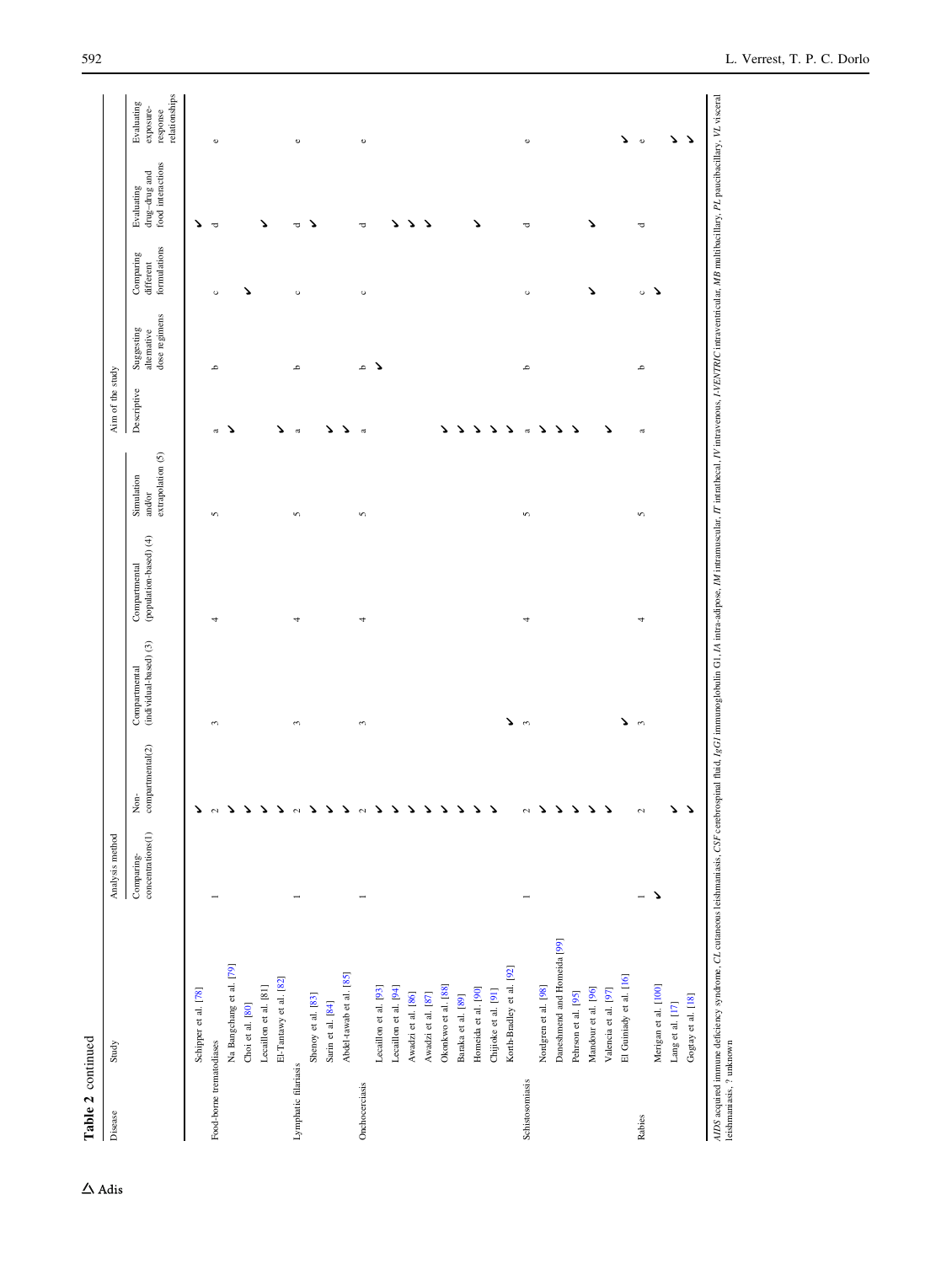**Table 2** continued

| Disease | Study | Analysis method | | | | | Aim of the study | | | | |
|---|---|---|---|---|---|---|---|---|---|---|---|
| | | Comparing-concentrations(1) | Non-compartmental(2) | Compartmental (individual-based) (3) | Compartmental (population-based) (4) | Simulation and/or extrapolation (5) | Descriptive | Suggesting alternative dose regimens | Comparing different formulations | Evaluating drug–drug and food interactions | Evaluating exposure-response relationships |
| | Schipper et al. [78] | | ✓ | | | | | | | ✓ | |
| Food-borne trematodiases | | 1 | 2 | 3 | 4 | 5 | a | b | c | d | e |
| | Na Bangchang et al. [79] | | ✓ | | | | ✓ | | | | |
| | Choi et al. [80] | | ✓ | | | | | | ✓ | | |
| | Lecaillon et al. [81] | | ✓ | | | | | | | ✓ | |
| | El-Tantawy et al. [82] | | ✓ | | | | ✓ | | | | |
| Lymphatic filariasis | | 1 | 2 | 3 | 4 | 5 | a | b | c | d | e |
| | Shenoy et al. [83] | | ✓ | | | | | | | ✓ | |
| | Sarin et al. [84] | | ✓ | | | | ✓ | | | | |
| | Abdel-tawab et al. [85] | | ✓ | | | | ✓ | | | | |
| Onchocerciasis | | 1 | 2 | 3 | 4 | 5 | a | b | c | d | e |
| | Lecaillon et al. [93] | | ✓ | | | | | ✓ | | | |
| | Lecaillon et al. [94] | | ✓ | | | | | | | ✓ | |
| | Awadzi et al. [86] | | ✓ | | | | | | | ✓ | |
| | Awadzi et al. [87] | | ✓ | | | | | | | ✓ | |
| | Okonkwo et al. [88] | | ✓ | | | | ✓ | | | | |
| | Baraka et al. [89] | | ✓ | | | | ✓ | | | | |
| | Homeida et al. [90] | | ✓ | | | | ✓ | | | ✓ | |
| | Chijioke et al. [91] | | ✓ | | | | ✓ | | | | |
| | Korth-Bradley et al. [92] | | | ✓ | | | ✓ | | | | |
| Schistosomiasis | | 1 | 2 | 3 | 4 | 5 | a | b | c | d | e |
| | Nordgren et al. [98] | | ✓ | | | | ✓ | | | | |
| | Daneshmend and Homeida [99] | | ✓ | | | | ✓ | | | | |
| | Pehrson et al. [95] | | ✓ | | | | ✓ | | | | |
| | Mandour et al. [96] | | ✓ | | | | | | ✓ | ✓ | |
| | Valencia et al. [97] | | ✓ | | | | ✓ | | | | |
| | El Guiniady et al. [16] | | | ✓ | | | | | | | ✓ |
| Rabies | | 1 | 2 | 3 | 4 | 5 | a | b | c | d | e |
| | Merigan et al. [100] | ✓ | | | | | | | ✓ | | |
| | Lang et al. [17] | | ✓ | | | | | | | | ✓ |
| | Gogtay et al. [18] | | ✓ | | | | | | | | ✓ |

*AIDS* acquired immune deficiency syndrome, *CL* cutaneous leishmaniasis, *CSF* cerebrospinal fluid, *IgG1* immunoglobulin G1, *IA* intra-adipose, *IM* intramuscular, *IT* intrathecal, *IV* intravenous, *I-VENTRIC* intraventricular, *MB* multibacillary, *PL* paucibacillary, *VL* visceral leishmaniasis, ? unknown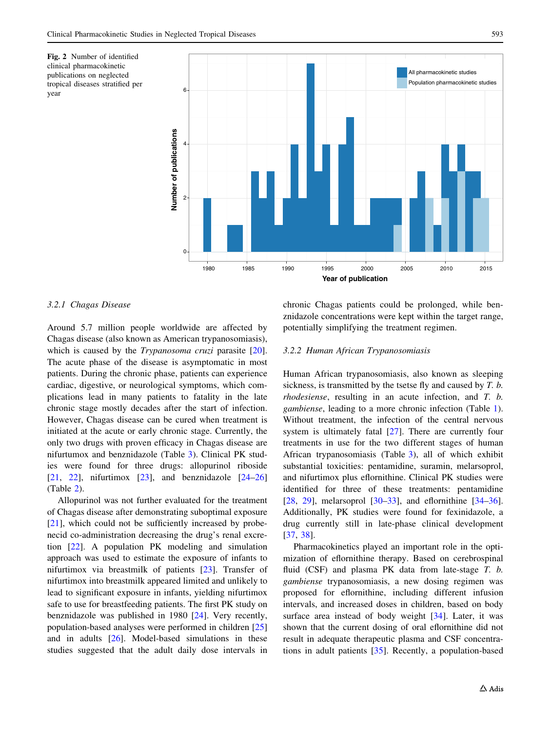**Fig. 2** Number of identified clinical pharmacokinetic publications on neglected tropical diseases stratified per year

#### 3.2.1 Chagas Disease

Around 5.7 million people worldwide are affected by Chagas disease (also known as American trypanosomiasis), which is caused by the *Trypanosoma cruzi* parasite [20]. The acute phase of the disease is asymptomatic in most patients. During the chronic phase, patients can experience cardiac, digestive, or neurological symptoms, which complications lead in many patients to fatality in the late chronic stage mostly decades after the start of infection. However, Chagas disease can be cured when treatment is initiated at the acute or early chronic stage. Currently, the only two drugs with proven efficacy in Chagas disease are nifurtumox and benznidazole (Table 3). Clinical PK studies were found for three drugs: allopurinol riboside [21, 22], nifurtimox [23], and benznidazole [24–26] (Table 2).

Allopurinol was not further evaluated for the treatment of Chagas disease after demonstrating suboptimal exposure [21], which could not be sufficiently increased by probenecid co-administration decreasing the drug's renal excretion [22]. A population PK modeling and simulation approach was used to estimate the exposure of infants to nifurtimox via breastmilk of patients [23]. Transfer of nifurtimox into breastmilk appeared limited and unlikely to lead to significant exposure in infants, yielding nifurtimox safe to use for breastfeeding patients. The first PK study on benznidazole was published in 1980 [24]. Very recently, population-based analyses were performed in children [25] and in adults [26]. Model-based simulations in these studies suggested that the adult daily dose intervals in chronic Chagas patients could be prolonged, while benznidazole concentrations were kept within the target range, potentially simplifying the treatment regimen.

#### 3.2.2 Human African Trypanosomiasis

Human African trypanosomiasis, also known as sleeping sickness, is transmitted by the tsetse fly and caused by *T. b. rhodesiense*, resulting in an acute infection, and *T. b. gambiense*, leading to a more chronic infection (Table 1). Without treatment, the infection of the central nervous system is ultimately fatal [27]. There are currently four treatments in use for the two different stages of human African trypanosomiasis (Table 3), all of which exhibit substantial toxicities: pentamidine, suramin, melarsoprol, and nifurtimox plus eflornithine. Clinical PK studies were identified for three of these treatments: pentamidine [28, 29], melarsoprol [30–33], and eflornithine [34–36]. Additionally, PK studies were found for fexinidazole, a drug currently still in late-phase clinical development [37, 38].

Pharmacokinetics played an important role in the optimization of eflornithine therapy. Based on cerebrospinal fluid (CSF) and plasma PK data from late-stage *T. b. gambiense* trypanosomiasis, a new dosing regimen was proposed for eflornithine, including different infusion intervals, and increased doses in children, based on body surface area instead of body weight [34]. Later, it was shown that the current dosing of oral eflornithine did not result in adequate therapeutic plasma and CSF concentrations in adult patients [35]. Recently, a population-based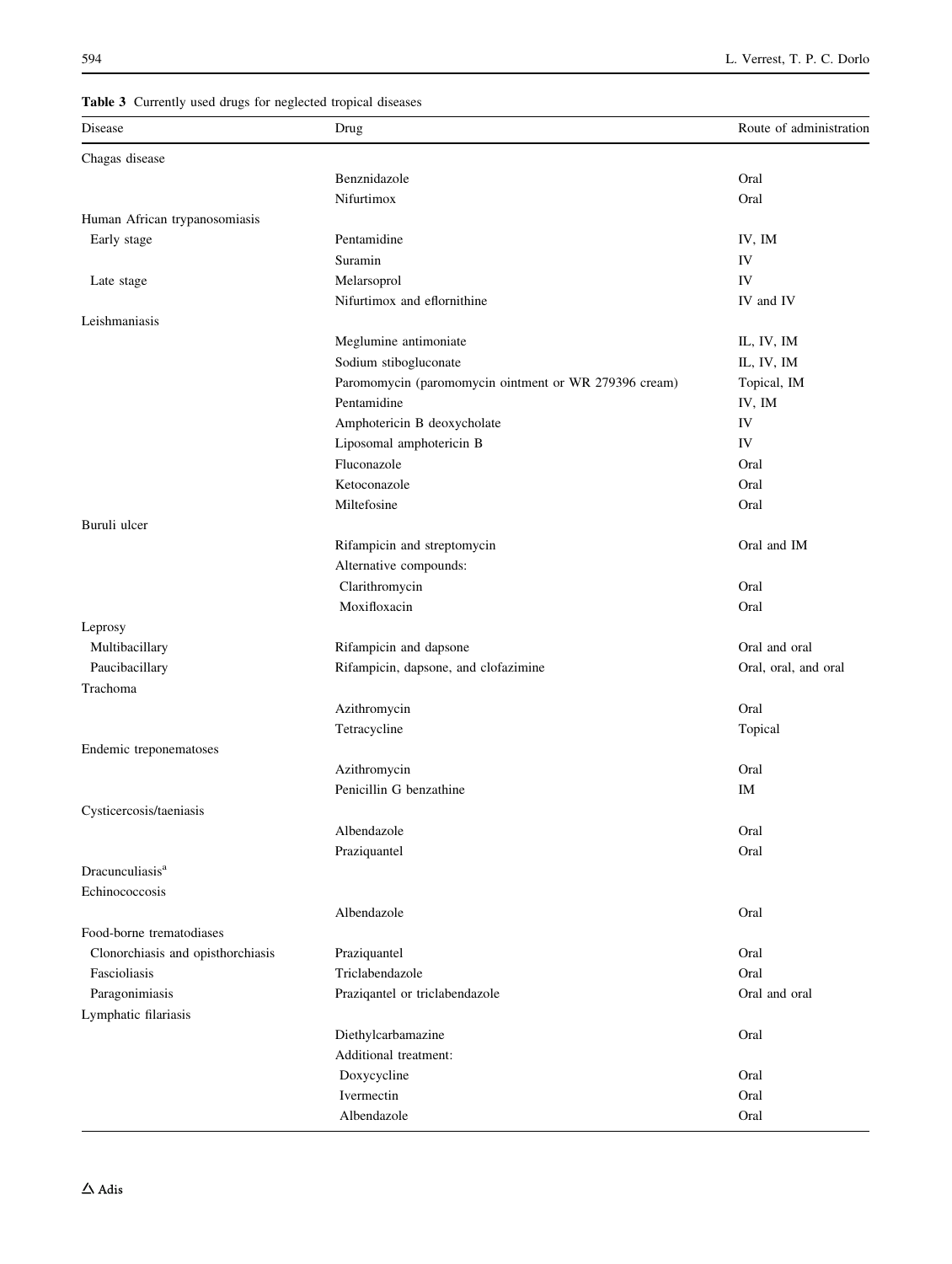**Table 3** Currently used drugs for neglected tropical diseases

| Disease | Drug | Route of administration |
|---|---|---|
| Chagas disease | | |
| | Benznidazole | Oral |
| | Nifurtimox | Oral |
| Human African trypanosomiasis | | |
| Early stage | Pentamidine | IV, IM |
| | Suramin | IV |
| Late stage | Melarsoprol | IV |
| | Nifurtimox and eflornithine | IV and IV |
| Leishmaniasis | | |
| | Meglumine antimoniate | IL, IV, IM |
| | Sodium stibogluconate | IL, IV, IM |
| | Paromomycin (paromomycin ointment or WR 279396 cream) | Topical, IM |
| | Pentamidine | IV, IM |
| | Amphotericin B deoxycholate | IV |
| | Liposomal amphotericin B | IV |
| | Fluconazole | Oral |
| | Ketoconazole | Oral |
| | Miltefosine | Oral |
| Buruli ulcer | | |
| | Rifampicin and streptomycin | Oral and IM |
| | Alternative compounds: | |
| | Clarithromycin | Oral |
| | Moxifloxacin | Oral |
| Leprosy | | |
| Multibacillary | Rifampicin and dapsone | Oral and oral |
| Paucibacillary | Rifampicin, dapsone, and clofazimine | Oral, oral, and oral |
| Trachoma | | |
| | Azithromycin | Oral |
| | Tetracycline | Topical |
| Endemic treponematoses | | |
| | Azithromycin | Oral |
| | Penicillin G benzathine | IM |
| Cysticercosis/taeniasis | | |
| | Albendazole | Oral |
| | Praziquantel | Oral |
| Dracunculiasis[a] | | |
| Echinococcosis | | |
| | Albendazole | Oral |
| Food-borne trematodiases | | |
| Clonorchiasis and opisthorchiasis | Praziquantel | Oral |
| Fascioliasis | Triclabendazole | Oral |
| Paragonimiasis | Praziqantel or triclabendazole | Oral and oral |
| Lymphatic filariasis | | |
| | Diethylcarbamazine | Oral |
| | Additional treatment: | |
| | Doxycycline | Oral |
| | Ivermectin | Oral |
| | Albendazole | Oral |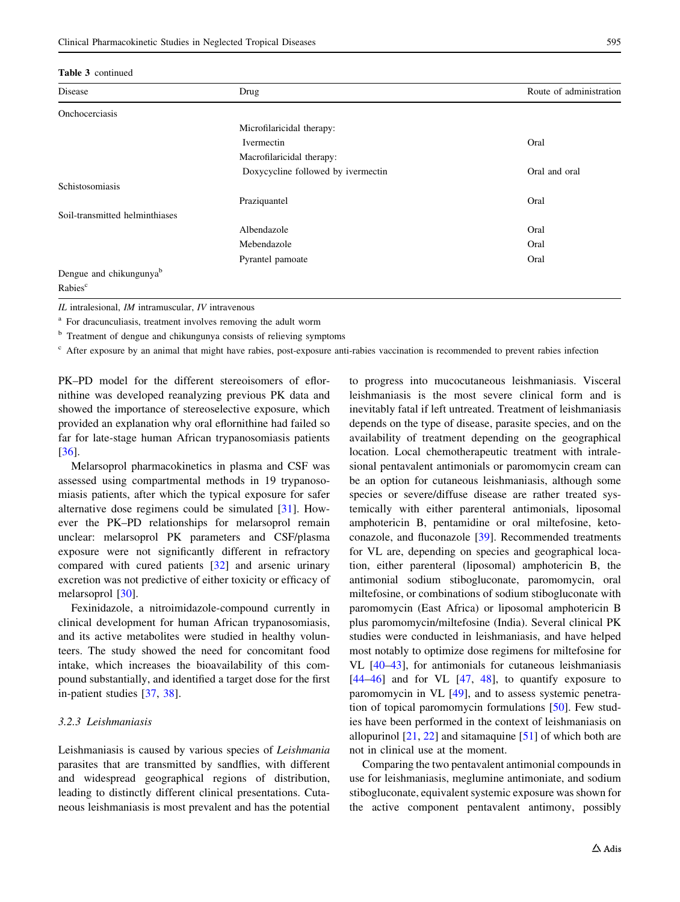**Table 3** continued

| Disease | Drug | Route of administration |
|---|---|---|
| Onchocerciasis | | |
| | Microfilaricidal therapy: | |
| | Ivermectin | Oral |
| | Macrofilaricidal therapy: | |
| | Doxycycline followed by ivermectin | Oral and oral |
| Schistosomiasis | | |
| | Praziquantel | Oral |
| Soil-transmitted helminthiases | | |
| | Albendazole | Oral |
| | Mebendazole | Oral |
| | Pyrantel pamoate | Oral |
| Dengue and chikungunya[b] | | |
| Rabies[c] | | |

*IL* intralesional, *IM* intramuscular, *IV* intravenous

[a] For dracunculiasis, treatment involves removing the adult worm

[b] Treatment of dengue and chikungunya consists of relieving symptoms

[c] After exposure by an animal that might have rabies, post-exposure anti-rabies vaccination is recommended to prevent rabies infection

PK–PD model for the different stereoisomers of eflornithine was developed reanalyzing previous PK data and showed the importance of stereoselective exposure, which provided an explanation why oral eflornithine had failed so far for late-stage human African trypanosomiasis patients [36].

Melarsoprol pharmacokinetics in plasma and CSF was assessed using compartmental methods in 19 trypanosomiasis patients, after which the typical exposure for safer alternative dose regimens could be simulated [31]. However the PK–PD relationships for melarsoprol remain unclear: melarsoprol PK parameters and CSF/plasma exposure were not significantly different in refractory compared with cured patients [32] and arsenic urinary excretion was not predictive of either toxicity or efficacy of melarsoprol [30].

Fexinidazole, a nitroimidazole-compound currently in clinical development for human African trypanosomiasis, and its active metabolites were studied in healthy volunteers. The study showed the need for concomitant food intake, which increases the bioavailability of this compound substantially, and identified a target dose for the first in-patient studies [37, 38].

### 3.2.3 Leishmaniasis

Leishmaniasis is caused by various species of *Leishmania* parasites that are transmitted by sandflies, with different and widespread geographical regions of distribution, leading to distinctly different clinical presentations. Cutaneous leishmaniasis is most prevalent and has the potential to progress into mucocutaneous leishmaniasis. Visceral leishmaniasis is the most severe clinical form and is inevitably fatal if left untreated. Treatment of leishmaniasis depends on the type of disease, parasite species, and on the availability of treatment depending on the geographical location. Local chemotherapeutic treatment with intralesional pentavalent antimonials or paromomycin cream can be an option for cutaneous leishmaniasis, although some species or severe/diffuse disease are rather treated systemically with either parenteral antimonials, liposomal amphotericin B, pentamidine or oral miltefosine, ketoconazole, and fluconazole [39]. Recommended treatments for VL are, depending on species and geographical location, either parenteral (liposomal) amphotericin B, the antimonial sodium stibogluconate, paromomycin, oral miltefosine, or combinations of sodium stibogluconate with paromomycin (East Africa) or liposomal amphotericin B plus paromomycin/miltefosine (India). Several clinical PK studies were conducted in leishmaniasis, and have helped most notably to optimize dose regimens for miltefosine for VL [40–43], for antimonials for cutaneous leishmaniasis [44–46] and for VL [47, 48], to quantify exposure to paromomycin in VL [49], and to assess systemic penetration of topical paromomycin formulations [50]. Few studies have been performed in the context of leishmaniasis on allopurinol [21, 22] and sitamaquine [51] of which both are not in clinical use at the moment.

Comparing the two pentavalent antimonial compounds in use for leishmaniasis, meglumine antimoniate, and sodium stibogluconate, equivalent systemic exposure was shown for the active component pentavalent antimony, possibly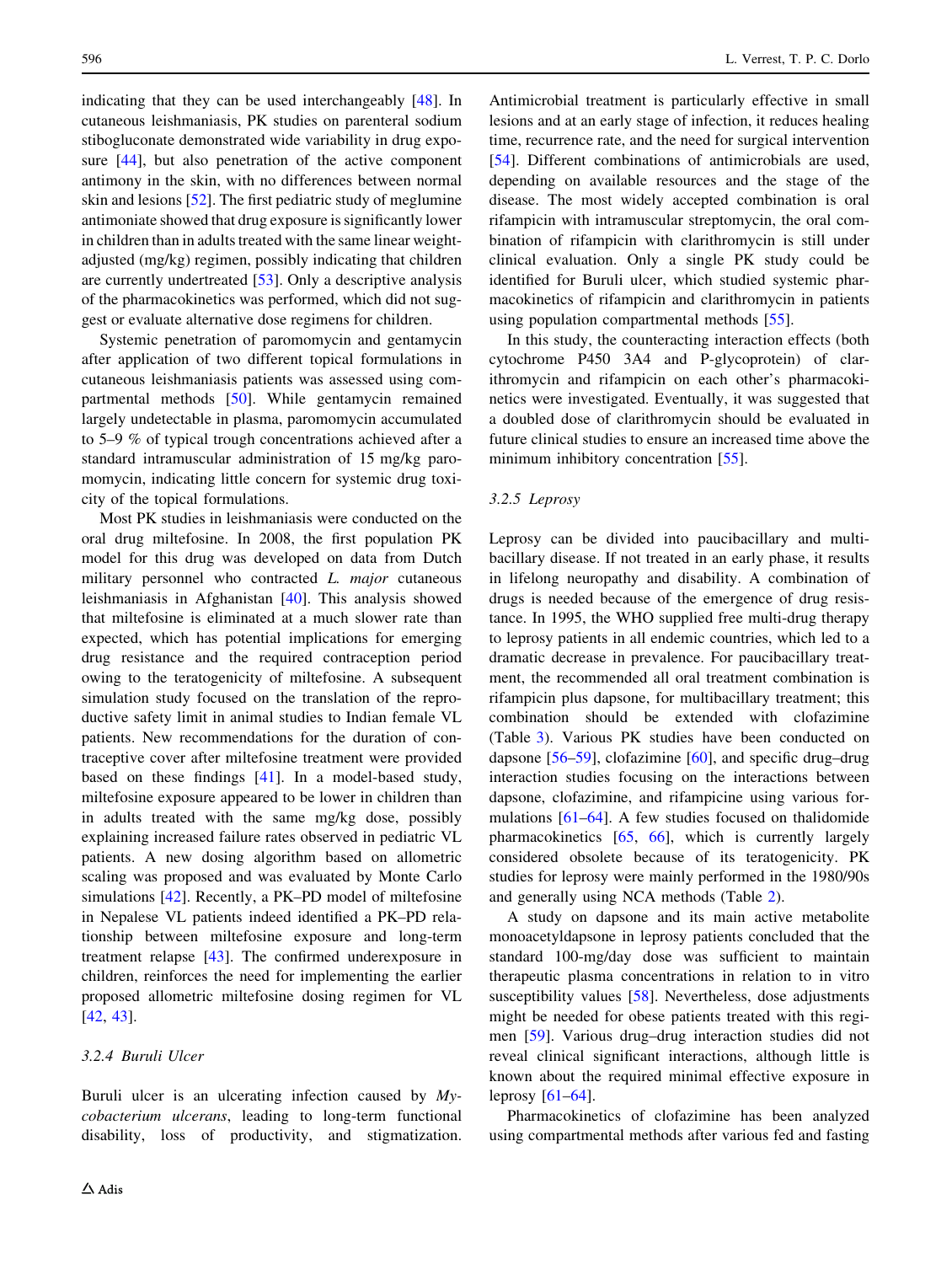indicating that they can be used interchangeably [48]. In cutaneous leishmaniasis, PK studies on parenteral sodium stibogluconate demonstrated wide variability in drug exposure [44], but also penetration of the active component antimony in the skin, with no differences between normal skin and lesions [52]. The first pediatric study of meglumine antimoniate showed that drug exposure is significantly lower in children than in adults treated with the same linear weight-adjusted (mg/kg) regimen, possibly indicating that children are currently undertreated [53]. Only a descriptive analysis of the pharmacokinetics was performed, which did not suggest or evaluate alternative dose regimens for children.

Systemic penetration of paromomycin and gentamycin after application of two different topical formulations in cutaneous leishmaniasis patients was assessed using compartmental methods [50]. While gentamycin remained largely undetectable in plasma, paromomycin accumulated to 5–9 % of typical trough concentrations achieved after a standard intramuscular administration of 15 mg/kg paromomycin, indicating little concern for systemic drug toxicity of the topical formulations.

Most PK studies in leishmaniasis were conducted on the oral drug miltefosine. In 2008, the first population PK model for this drug was developed on data from Dutch military personnel who contracted *L. major* cutaneous leishmaniasis in Afghanistan [40]. This analysis showed that miltefosine is eliminated at a much slower rate than expected, which has potential implications for emerging drug resistance and the required contraception period owing to the teratogenicity of miltefosine. A subsequent simulation study focused on the translation of the reproductive safety limit in animal studies to Indian female VL patients. New recommendations for the duration of contraceptive cover after miltefosine treatment were provided based on these findings [41]. In a model-based study, miltefosine exposure appeared to be lower in children than in adults treated with the same mg/kg dose, possibly explaining increased failure rates observed in pediatric VL patients. A new dosing algorithm based on allometric scaling was proposed and was evaluated by Monte Carlo simulations [42]. Recently, a PK–PD model of miltefosine in Nepalese VL patients indeed identified a PK–PD relationship between miltefosine exposure and long-term treatment relapse [43]. The confirmed underexposure in children, reinforces the need for implementing the earlier proposed allometric miltefosine dosing regimen for VL [42, 43].

### 3.2.4 Buruli Ulcer

Buruli ulcer is an ulcerating infection caused by *Mycobacterium ulcerans*, leading to long-term functional disability, loss of productivity, and stigmatization. Antimicrobial treatment is particularly effective in small lesions and at an early stage of infection, it reduces healing time, recurrence rate, and the need for surgical intervention [54]. Different combinations of antimicrobials are used, depending on available resources and the stage of the disease. The most widely accepted combination is oral rifampicin with intramuscular streptomycin, the oral combination of rifampicin with clarithromycin is still under clinical evaluation. Only a single PK study could be identified for Buruli ulcer, which studied systemic pharmacokinetics of rifampicin and clarithromycin in patients using population compartmental methods [55].

In this study, the counteracting interaction effects (both cytochrome P450 3A4 and P-glycoprotein) of clarithromycin and rifampicin on each other's pharmacokinetics were investigated. Eventually, it was suggested that a doubled dose of clarithromycin should be evaluated in future clinical studies to ensure an increased time above the minimum inhibitory concentration [55].

### 3.2.5 Leprosy

Leprosy can be divided into paucibacillary and multibacillary disease. If not treated in an early phase, it results in lifelong neuropathy and disability. A combination of drugs is needed because of the emergence of drug resistance. In 1995, the WHO supplied free multi-drug therapy to leprosy patients in all endemic countries, which led to a dramatic decrease in prevalence. For paucibacillary treatment, the recommended all oral treatment combination is rifampicin plus dapsone, for multibacillary treatment; this combination should be extended with clofazimine (Table 3). Various PK studies have been conducted on dapsone [56–59], clofazimine [60], and specific drug–drug interaction studies focusing on the interactions between dapsone, clofazimine, and rifampicine using various formulations [61–64]. A few studies focused on thalidomide pharmacokinetics [65, 66], which is currently largely considered obsolete because of its teratogenicity. PK studies for leprosy were mainly performed in the 1980/90s and generally using NCA methods (Table 2).

A study on dapsone and its main active metabolite monoacetyldapsone in leprosy patients concluded that the standard 100-mg/day dose was sufficient to maintain therapeutic plasma concentrations in relation to in vitro susceptibility values [58]. Nevertheless, dose adjustments might be needed for obese patients treated with this regimen [59]. Various drug–drug interaction studies did not reveal clinical significant interactions, although little is known about the required minimal effective exposure in leprosy [61–64].

Pharmacokinetics of clofazimine has been analyzed using compartmental methods after various fed and fasting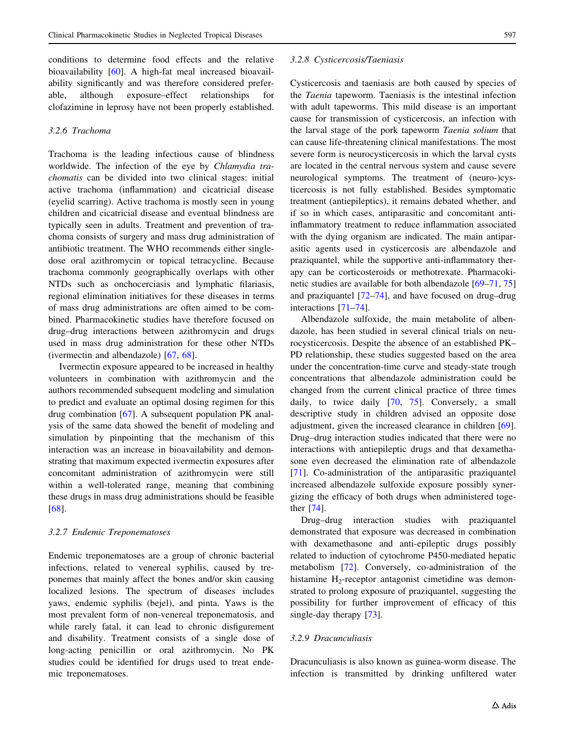conditions to determine food effects and the relative bioavailability [60]. A high-fat meal increased bioavailability significantly and was therefore considered preferable, although exposure–effect relationships for clofazimine in leprosy have not been properly established.

### 3.2.6 Trachoma

Trachoma is the leading infectious cause of blindness worldwide. The infection of the eye by *Chlamydia trachomatis* can be divided into two clinical stages: initial active trachoma (inflammation) and cicatricial disease (eyelid scarring). Active trachoma is mostly seen in young children and cicatricial disease and eventual blindness are typically seen in adults. Treatment and prevention of trachoma consists of surgery and mass drug administration of antibiotic treatment. The WHO recommends either single-dose oral azithromycin or topical tetracycline. Because trachoma commonly geographically overlaps with other NTDs such as onchocerciasis and lymphatic filariasis, regional elimination initiatives for these diseases in terms of mass drug administrations are often aimed to be combined. Pharmacokinetic studies have therefore focused on drug–drug interactions between azithromycin and drugs used in mass drug administration for these other NTDs (ivermectin and albendazole) [67, 68].

Ivermectin exposure appeared to be increased in healthy volunteers in combination with azithromycin and the authors recommended subsequent modeling and simulation to predict and evaluate an optimal dosing regimen for this drug combination [67]. A subsequent population PK analysis of the same data showed the benefit of modeling and simulation by pinpointing that the mechanism of this interaction was an increase in bioavailability and demonstrating that maximum expected ivermectin exposures after concomitant administration of azithromycin were still within a well-tolerated range, meaning that combining these drugs in mass drug administrations should be feasible [68].

### 3.2.7 Endemic Treponematoses

Endemic treponematoses are a group of chronic bacterial infections, related to venereal syphilis, caused by treponemes that mainly affect the bones and/or skin causing localized lesions. The spectrum of diseases includes yaws, endemic syphilis (bejel), and pinta. Yaws is the most prevalent form of non-venereal treponematosis, and while rarely fatal, it can lead to chronic disfigurement and disability. Treatment consists of a single dose of long-acting penicillin or oral azithromycin. No PK studies could be identified for drugs used to treat endemic treponematoses.

### 3.2.8 Cysticercosis/Taeniasis

Cysticercosis and taeniasis are both caused by species of the *Taenia* tapeworm. Taeniasis is the intestinal infection with adult tapeworms. This mild disease is an important cause for transmission of cysticercosis, an infection with the larval stage of the pork tapeworm *Taenia solium* that can cause life-threatening clinical manifestations. The most severe form is neurocysticercosis in which the larval cysts are located in the central nervous system and cause severe neurological symptoms. The treatment of (neuro-)cysticercosis is not fully established. Besides symptomatic treatment (antiepileptics), it remains debated whether, and if so in which cases, antiparasitic and concomitant anti-inflammatory treatment to reduce inflammation associated with the dying organism are indicated. The main antiparasitic agents used in cysticercosis are albendazole and praziquantel, while the supportive anti-inflammatory therapy can be corticosteroids or methotrexate. Pharmacokinetic studies are available for both albendazole [69–71, 75] and praziquantel [72–74], and have focused on drug–drug interactions [71–74].

Albendazole sulfoxide, the main metabolite of albendazole, has been studied in several clinical trials on neurocysticercosis. Despite the absence of an established PK–PD relationship, these studies suggested based on the area under the concentration-time curve and steady-state trough concentrations that albendazole administration could be changed from the current clinical practice of three times daily, to twice daily [70, 75]. Conversely, a small descriptive study in children advised an opposite dose adjustment, given the increased clearance in children [69]. Drug–drug interaction studies indicated that there were no interactions with antiepileptic drugs and that dexamethasone even decreased the elimination rate of albendazole [71]. Co-administration of the antiparasitic praziquantel increased albendazole sulfoxide exposure possibly synergizing the efficacy of both drugs when administered together [74].

Drug–drug interaction studies with praziquantel demonstrated that exposure was decreased in combination with dexamethasone and anti-epileptic drugs possibly related to induction of cytochrome P450-mediated hepatic metabolism [72]. Conversely, co-administration of the histamine $H_2$-receptor antagonist cimetidine was demonstrated to prolong exposure of praziquantel, suggesting the possibility for further improvement of efficacy of this single-day therapy [73].

### 3.2.9 Dracunculiasis

Dracunculiasis is also known as guinea-worm disease. The infection is transmitted by drinking unfiltered water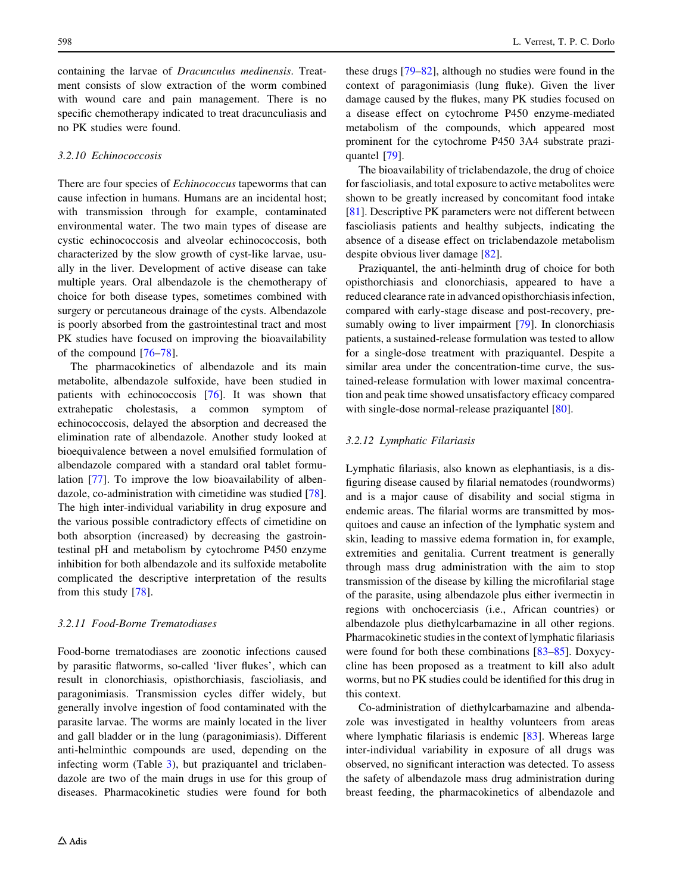containing the larvae of *Dracunculus medinensis*. Treatment consists of slow extraction of the worm combined with wound care and pain management. There is no specific chemotherapy indicated to treat dracunculiasis and no PK studies were found.

### 3.2.10 Echinococcosis

There are four species of *Echinococcus* tapeworms that can cause infection in humans. Humans are an incidental host; with transmission through for example, contaminated environmental water. The two main types of disease are cystic echinococcosis and alveolar echinococcosis, both characterized by the slow growth of cyst-like larvae, usually in the liver. Development of active disease can take multiple years. Oral albendazole is the chemotherapy of choice for both disease types, sometimes combined with surgery or percutaneous drainage of the cysts. Albendazole is poorly absorbed from the gastrointestinal tract and most PK studies have focused on improving the bioavailability of the compound [76–78].

The pharmacokinetics of albendazole and its main metabolite, albendazole sulfoxide, have been studied in patients with echinococcosis [76]. It was shown that extrahepatic cholestasis, a common symptom of echinococcosis, delayed the absorption and decreased the elimination rate of albendazole. Another study looked at bioequivalence between a novel emulsified formulation of albendazole compared with a standard oral tablet formulation [77]. To improve the low bioavailability of albendazole, co-administration with cimetidine was studied [78]. The high inter-individual variability in drug exposure and the various possible contradictory effects of cimetidine on both absorption (increased) by decreasing the gastrointestinal pH and metabolism by cytochrome P450 enzyme inhibition for both albendazole and its sulfoxide metabolite complicated the descriptive interpretation of the results from this study [78].

### 3.2.11 Food-Borne Trematodiases

Food-borne trematodiases are zoonotic infections caused by parasitic flatworms, so-called 'liver flukes', which can result in clonorchiasis, opisthorchiasis, fascioliasis, and paragonimiasis. Transmission cycles differ widely, but generally involve ingestion of food contaminated with the parasite larvae. The worms are mainly located in the liver and gall bladder or in the lung (paragonimiasis). Different anti-helminthic compounds are used, depending on the infecting worm (Table 3), but praziquantel and triclabendazole are two of the main drugs in use for this group of diseases. Pharmacokinetic studies were found for both these drugs [79–82], although no studies were found in the context of paragonimiasis (lung fluke). Given the liver damage caused by the flukes, many PK studies focused on a disease effect on cytochrome P450 enzyme-mediated metabolism of the compounds, which appeared most prominent for the cytochrome P450 3A4 substrate praziquantel [79].

The bioavailability of triclabendazole, the drug of choice for fascioliasis, and total exposure to active metabolites were shown to be greatly increased by concomitant food intake [81]. Descriptive PK parameters were not different between fascioliasis patients and healthy subjects, indicating the absence of a disease effect on triclabendazole metabolism despite obvious liver damage [82].

Praziquantel, the anti-helminth drug of choice for both opisthorchiasis and clonorchiasis, appeared to have a reduced clearance rate in advanced opisthorchiasis infection, compared with early-stage disease and post-recovery, presumably owing to liver impairment [79]. In clonorchiasis patients, a sustained-release formulation was tested to allow for a single-dose treatment with praziquantel. Despite a similar area under the concentration-time curve, the sustained-release formulation with lower maximal concentration and peak time showed unsatisfactory efficacy compared with single-dose normal-release praziquantel [80].

### 3.2.12 Lymphatic Filariasis

Lymphatic filariasis, also known as elephantiasis, is a disfiguring disease caused by filarial nematodes (roundworms) and is a major cause of disability and social stigma in endemic areas. The filarial worms are transmitted by mosquitoes and cause an infection of the lymphatic system and skin, leading to massive edema formation in, for example, extremities and genitalia. Current treatment is generally through mass drug administration with the aim to stop transmission of the disease by killing the microfilarial stage of the parasite, using albendazole plus either ivermectin in regions with onchocerciasis (i.e., African countries) or albendazole plus diethylcarbamazine in all other regions. Pharmacokinetic studies in the context of lymphatic filariasis were found for both these combinations [83–85]. Doxycycline has been proposed as a treatment to kill also adult worms, but no PK studies could be identified for this drug in this context.

Co-administration of diethylcarbamazine and albendazole was investigated in healthy volunteers from areas where lymphatic filariasis is endemic [83]. Whereas large inter-individual variability in exposure of all drugs was observed, no significant interaction was detected. To assess the safety of albendazole mass drug administration during breast feeding, the pharmacokinetics of albendazole and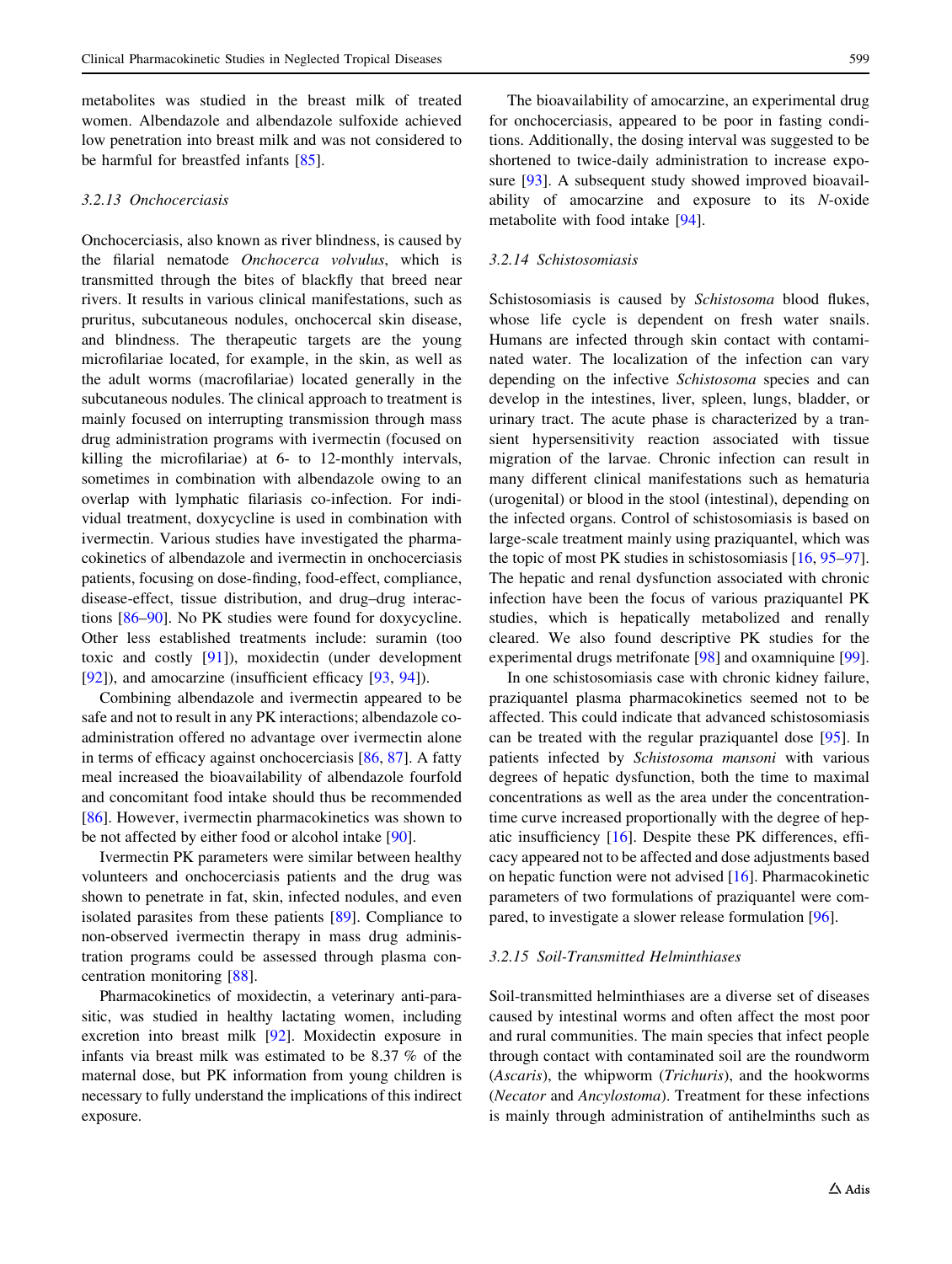metabolites was studied in the breast milk of treated women. Albendazole and albendazole sulfoxide achieved low penetration into breast milk and was not considered to be harmful for breastfed infants [85].

### 3.2.13 Onchocerciasis

Onchocerciasis, also known as river blindness, is caused by the filarial nematode *Onchocerca volvulus*, which is transmitted through the bites of blackfly that breed near rivers. It results in various clinical manifestations, such as pruritus, subcutaneous nodules, onchocercal skin disease, and blindness. The therapeutic targets are the young microfilariae located, for example, in the skin, as well as the adult worms (macrofilariae) located generally in the subcutaneous nodules. The clinical approach to treatment is mainly focused on interrupting transmission through mass drug administration programs with ivermectin (focused on killing the microfilariae) at 6- to 12-monthly intervals, sometimes in combination with albendazole owing to an overlap with lymphatic filariasis co-infection. For individual treatment, doxycycline is used in combination with ivermectin. Various studies have investigated the pharmacokinetics of albendazole and ivermectin in onchocerciasis patients, focusing on dose-finding, food-effect, compliance, disease-effect, tissue distribution, and drug–drug interactions [86–90]. No PK studies were found for doxycycline. Other less established treatments include: suramin (too toxic and costly [91]), moxidectin (under development [92]), and amocarzine (insufficient efficacy [93, 94]).

Combining albendazole and ivermectin appeared to be safe and not to result in any PK interactions; albendazole co-administration offered no advantage over ivermectin alone in terms of efficacy against onchocerciasis [86, 87]. A fatty meal increased the bioavailability of albendazole fourfold and concomitant food intake should thus be recommended [86]. However, ivermectin pharmacokinetics was shown to be not affected by either food or alcohol intake [90].

Ivermectin PK parameters were similar between healthy volunteers and onchocerciasis patients and the drug was shown to penetrate in fat, skin, infected nodules, and even isolated parasites from these patients [89]. Compliance to non-observed ivermectin therapy in mass drug administration programs could be assessed through plasma concentration monitoring [88].

Pharmacokinetics of moxidectin, a veterinary anti-parasitic, was studied in healthy lactating women, including excretion into breast milk [92]. Moxidectin exposure in infants via breast milk was estimated to be 8.37 % of the maternal dose, but PK information from young children is necessary to fully understand the implications of this indirect exposure.

The bioavailability of amocarzine, an experimental drug for onchocerciasis, appeared to be poor in fasting conditions. Additionally, the dosing interval was suggested to be shortened to twice-daily administration to increase exposure [93]. A subsequent study showed improved bioavailability of amocarzine and exposure to its *N*-oxide metabolite with food intake [94].

### 3.2.14 Schistosomiasis

Schistosomiasis is caused by *Schistosoma* blood flukes, whose life cycle is dependent on fresh water snails. Humans are infected through skin contact with contaminated water. The localization of the infection can vary depending on the infective *Schistosoma* species and can develop in the intestines, liver, spleen, lungs, bladder, or urinary tract. The acute phase is characterized by a transient hypersensitivity reaction associated with tissue migration of the larvae. Chronic infection can result in many different clinical manifestations such as hematuria (urogenital) or blood in the stool (intestinal), depending on the infected organs. Control of schistosomiasis is based on large-scale treatment mainly using praziquantel, which was the topic of most PK studies in schistosomiasis [16, 95–97]. The hepatic and renal dysfunction associated with chronic infection have been the focus of various praziquantel PK studies, which is hepatically metabolized and renally cleared. We also found descriptive PK studies for the experimental drugs metrifonate [98] and oxamniquine [99].

In one schistosomiasis case with chronic kidney failure, praziquantel plasma pharmacokinetics seemed not to be affected. This could indicate that advanced schistosomiasis can be treated with the regular praziquantel dose [95]. In patients infected by *Schistosoma mansoni* with various degrees of hepatic dysfunction, both the time to maximal concentrations as well as the area under the concentration-time curve increased proportionally with the degree of hepatic insufficiency [16]. Despite these PK differences, efficacy appeared not to be affected and dose adjustments based on hepatic function were not advised [16]. Pharmacokinetic parameters of two formulations of praziquantel were compared, to investigate a slower release formulation [96].

### 3.2.15 Soil-Transmitted Helminthiases

Soil-transmitted helminthiases are a diverse set of diseases caused by intestinal worms and often affect the most poor and rural communities. The main species that infect people through contact with contaminated soil are the roundworm (*Ascaris*), the whipworm (*Trichuris*), and the hookworms (*Necator* and *Ancylostoma*). Treatment for these infections is mainly through administration of antihelminths such as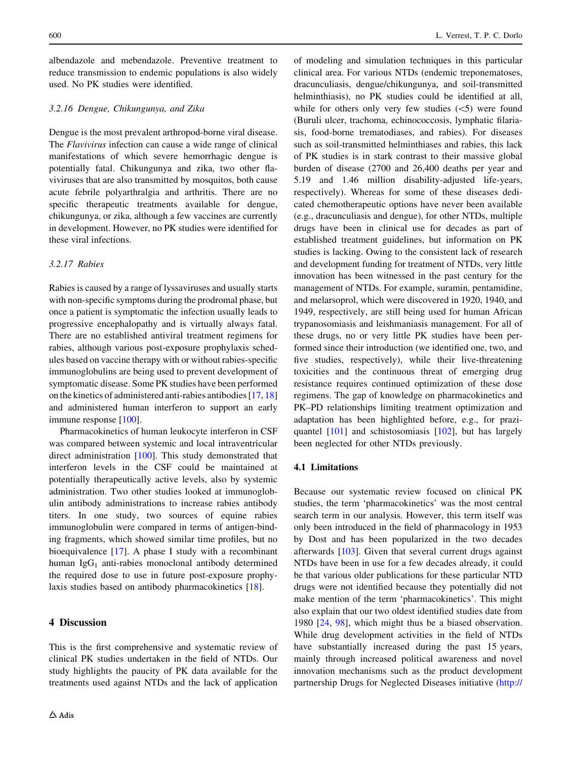albendazole and mebendazole. Preventive treatment to reduce transmission to endemic populations is also widely used. No PK studies were identified.

### 3.2.16 Dengue, Chikungunya, and Zika

Dengue is the most prevalent arthropod-borne viral disease. The *Flavivirus* infection can cause a wide range of clinical manifestations of which severe hemorrhagic dengue is potentially fatal. Chikungunya and zika, two other flaviviruses that are also transmitted by mosquitos, both cause acute febrile polyarthralgia and arthritis. There are no specific therapeutic treatments available for dengue, chikungunya, or zika, although a few vaccines are currently in development. However, no PK studies were identified for these viral infections.

### 3.2.17 Rabies

Rabies is caused by a range of lyssaviruses and usually starts with non-specific symptoms during the prodromal phase, but once a patient is symptomatic the infection usually leads to progressive encephalopathy and is virtually always fatal. There are no established antiviral treatment regimens for rabies, although various post-exposure prophylaxis schedules based on vaccine therapy with or without rabies-specific immunoglobulins are being used to prevent development of symptomatic disease. Some PK studies have been performed on the kinetics of administered anti-rabies antibodies [17, 18] and administered human interferon to support an early immune response [100].

Pharmacokinetics of human leukocyte interferon in CSF was compared between systemic and local intraventricular direct administration [100]. This study demonstrated that interferon levels in the CSF could be maintained at potentially therapeutically active levels, also by systemic administration. Two other studies looked at immunoglobulin antibody administrations to increase rabies antibody titers. In one study, two sources of equine rabies immunoglobulin were compared in terms of antigen-binding fragments, which showed similar time profiles, but no bioequivalence [17]. A phase I study with a recombinant human $IgG_1$ anti-rabies monoclonal antibody determined the required dose to use in future post-exposure prophylaxis studies based on antibody pharmacokinetics [18].

## 4 Discussion

This is the first comprehensive and systematic review of clinical PK studies undertaken in the field of NTDs. Our study highlights the paucity of PK data available for the treatments used against NTDs and the lack of application of modeling and simulation techniques in this particular clinical area. For various NTDs (endemic treponematoses, dracunculiasis, dengue/chikungunya, and soil-transmitted helminthiasis), no PK studies could be identified at all, while for others only very few studies (<5) were found (Buruli ulcer, trachoma, echinococcosis, lymphatic filariasis, food-borne trematodiases, and rabies). For diseases such as soil-transmitted helminthiases and rabies, this lack of PK studies is in stark contrast to their massive global burden of disease (2700 and 26,400 deaths per year and 5.19 and 1.46 million disability-adjusted life-years, respectively). Whereas for some of these diseases dedicated chemotherapeutic options have never been available (e.g., dracunculiasis and dengue), for other NTDs, multiple drugs have been in clinical use for decades as part of established treatment guidelines, but information on PK studies is lacking. Owing to the consistent lack of research and development funding for treatment of NTDs, very little innovation has been witnessed in the past century for the management of NTDs. For example, suramin, pentamidine, and melarsoprol, which were discovered in 1920, 1940, and 1949, respectively, are still being used for human African trypanosomiasis and leishmaniasis management. For all of these drugs, no or very little PK studies have been performed since their introduction (we identified one, two, and five studies, respectively), while their live-threatening toxicities and the continuous threat of emerging drug resistance requires continued optimization of these dose regimens. The gap of knowledge on pharmacokinetics and PK–PD relationships limiting treatment optimization and adaptation has been highlighted before, e.g., for praziquantel [101] and schistosomiasis [102], but has largely been neglected for other NTDs previously.

### 4.1 Limitations

Because our systematic review focused on clinical PK studies, the term 'pharmacokinetics' was the most central search term in our analysis. However, this term itself was only been introduced in the field of pharmacology in 1953 by Dost and has been popularized in the two decades afterwards [103]. Given that several current drugs against NTDs have been in use for a few decades already, it could be that various older publications for these particular NTD drugs were not identified because they potentially did not make mention of the term 'pharmacokinetics'. This might also explain that our two oldest identified studies date from 1980 [24, 98], which might thus be a biased observation. While drug development activities in the field of NTDs have substantially increased during the past 15 years, mainly through increased political awareness and novel innovation mechanisms such as the product development partnership Drugs for Neglected Diseases initiative (http://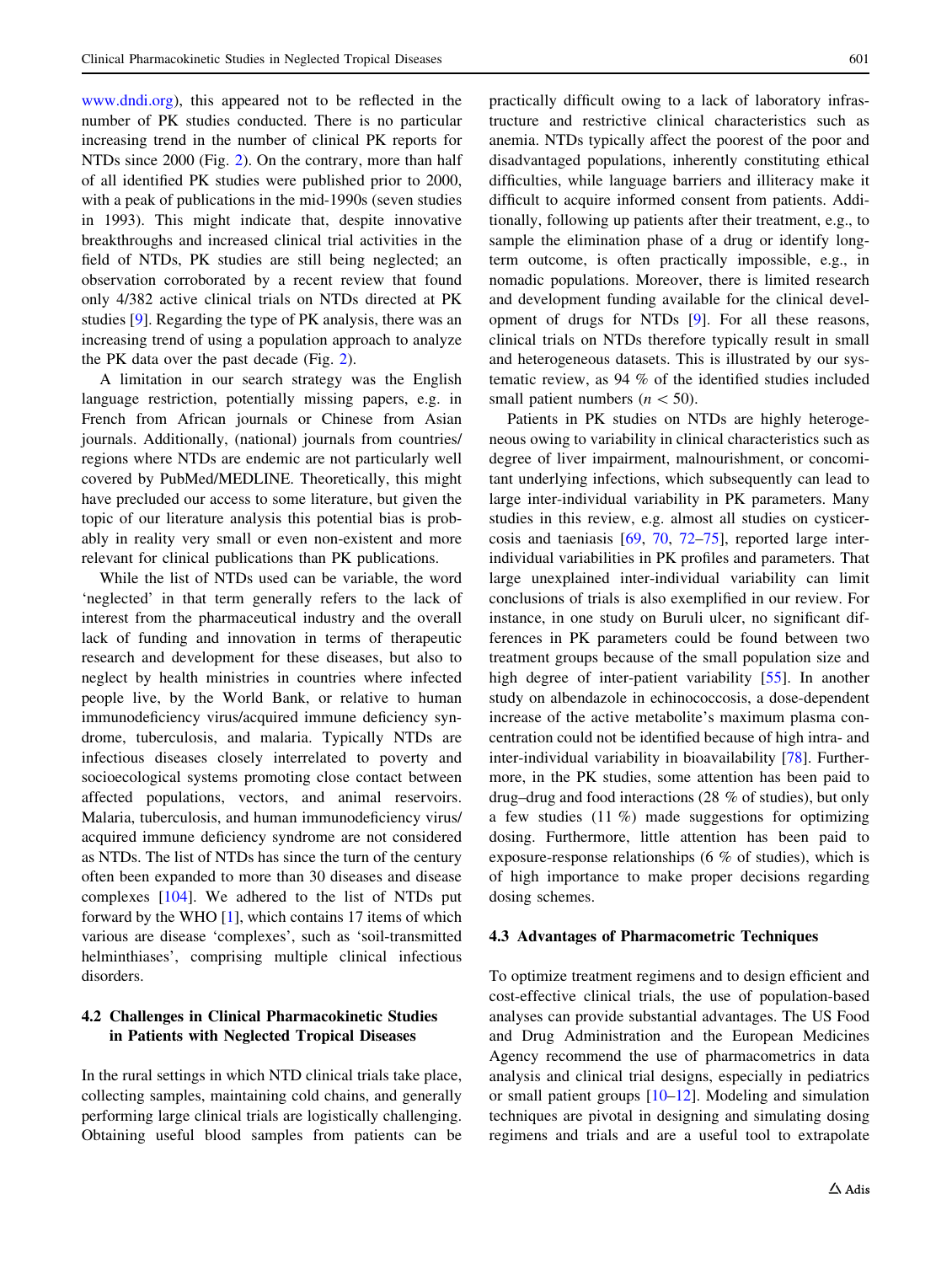www.dndi.org), this appeared not to be reflected in the number of PK studies conducted. There is no particular increasing trend in the number of clinical PK reports for NTDs since 2000 (Fig. 2). On the contrary, more than half of all identified PK studies were published prior to 2000, with a peak of publications in the mid-1990s (seven studies in 1993). This might indicate that, despite innovative breakthroughs and increased clinical trial activities in the field of NTDs, PK studies are still being neglected; an observation corroborated by a recent review that found only 4/382 active clinical trials on NTDs directed at PK studies [9]. Regarding the type of PK analysis, there was an increasing trend of using a population approach to analyze the PK data over the past decade (Fig. 2).

A limitation in our search strategy was the English language restriction, potentially missing papers, e.g. in French from African journals or Chinese from Asian journals. Additionally, (national) journals from countries/regions where NTDs are endemic are not particularly well covered by PubMed/MEDLINE. Theoretically, this might have precluded our access to some literature, but given the topic of our literature analysis this potential bias is probably in reality very small or even non-existent and more relevant for clinical publications than PK publications.

While the list of NTDs used can be variable, the word 'neglected' in that term generally refers to the lack of interest from the pharmaceutical industry and the overall lack of funding and innovation in terms of therapeutic research and development for these diseases, but also to neglect by health ministries in countries where infected people live, by the World Bank, or relative to human immunodeficiency virus/acquired immune deficiency syndrome, tuberculosis, and malaria. Typically NTDs are infectious diseases closely interrelated to poverty and socioecological systems promoting close contact between affected populations, vectors, and animal reservoirs. Malaria, tuberculosis, and human immunodeficiency virus/acquired immune deficiency syndrome are not considered as NTDs. The list of NTDs has since the turn of the century often been expanded to more than 30 diseases and disease complexes [104]. We adhered to the list of NTDs put forward by the WHO [1], which contains 17 items of which various are disease 'complexes', such as 'soil-transmitted helminthiases', comprising multiple clinical infectious disorders.

### 4.2 Challenges in Clinical Pharmacokinetic Studies in Patients with Neglected Tropical Diseases

In the rural settings in which NTD clinical trials take place, collecting samples, maintaining cold chains, and generally performing large clinical trials are logistically challenging. Obtaining useful blood samples from patients can be practically difficult owing to a lack of laboratory infrastructure and restrictive clinical characteristics such as anemia. NTDs typically affect the poorest of the poor and disadvantaged populations, inherently constituting ethical difficulties, while language barriers and illiteracy make it difficult to acquire informed consent from patients. Additionally, following up patients after their treatment, e.g., to sample the elimination phase of a drug or identify long-term outcome, is often practically impossible, e.g., in nomadic populations. Moreover, there is limited research and development funding available for the clinical development of drugs for NTDs [9]. For all these reasons, clinical trials on NTDs therefore typically result in small and heterogeneous datasets. This is illustrated by our systematic review, as 94 % of the identified studies included small patient numbers ($n < 50$).

Patients in PK studies on NTDs are highly heterogeneous owing to variability in clinical characteristics such as degree of liver impairment, malnourishment, or concomitant underlying infections, which subsequently can lead to large inter-individual variability in PK parameters. Many studies in this review, e.g. almost all studies on cysticercosis and taeniasis [69, 70, 72–75], reported large inter-individual variabilities in PK profiles and parameters. That large unexplained inter-individual variability can limit conclusions of trials is also exemplified in our review. For instance, in one study on Buruli ulcer, no significant differences in PK parameters could be found between two treatment groups because of the small population size and high degree of inter-patient variability [55]. In another study on albendazole in echinococcosis, a dose-dependent increase of the active metabolite's maximum plasma concentration could not be identified because of high intra- and inter-individual variability in bioavailability [78]. Furthermore, in the PK studies, some attention has been paid to drug–drug and food interactions (28 % of studies), but only a few studies (11 %) made suggestions for optimizing dosing. Furthermore, little attention has been paid to exposure-response relationships (6 % of studies), which is of high importance to make proper decisions regarding dosing schemes.

### 4.3 Advantages of Pharmacometric Techniques

To optimize treatment regimens and to design efficient and cost-effective clinical trials, the use of population-based analyses can provide substantial advantages. The US Food and Drug Administration and the European Medicines Agency recommend the use of pharmacometrics in data analysis and clinical trial designs, especially in pediatrics or small patient groups [10–12]. Modeling and simulation techniques are pivotal in designing and simulating dosing regimens and trials and are a useful tool to extrapolate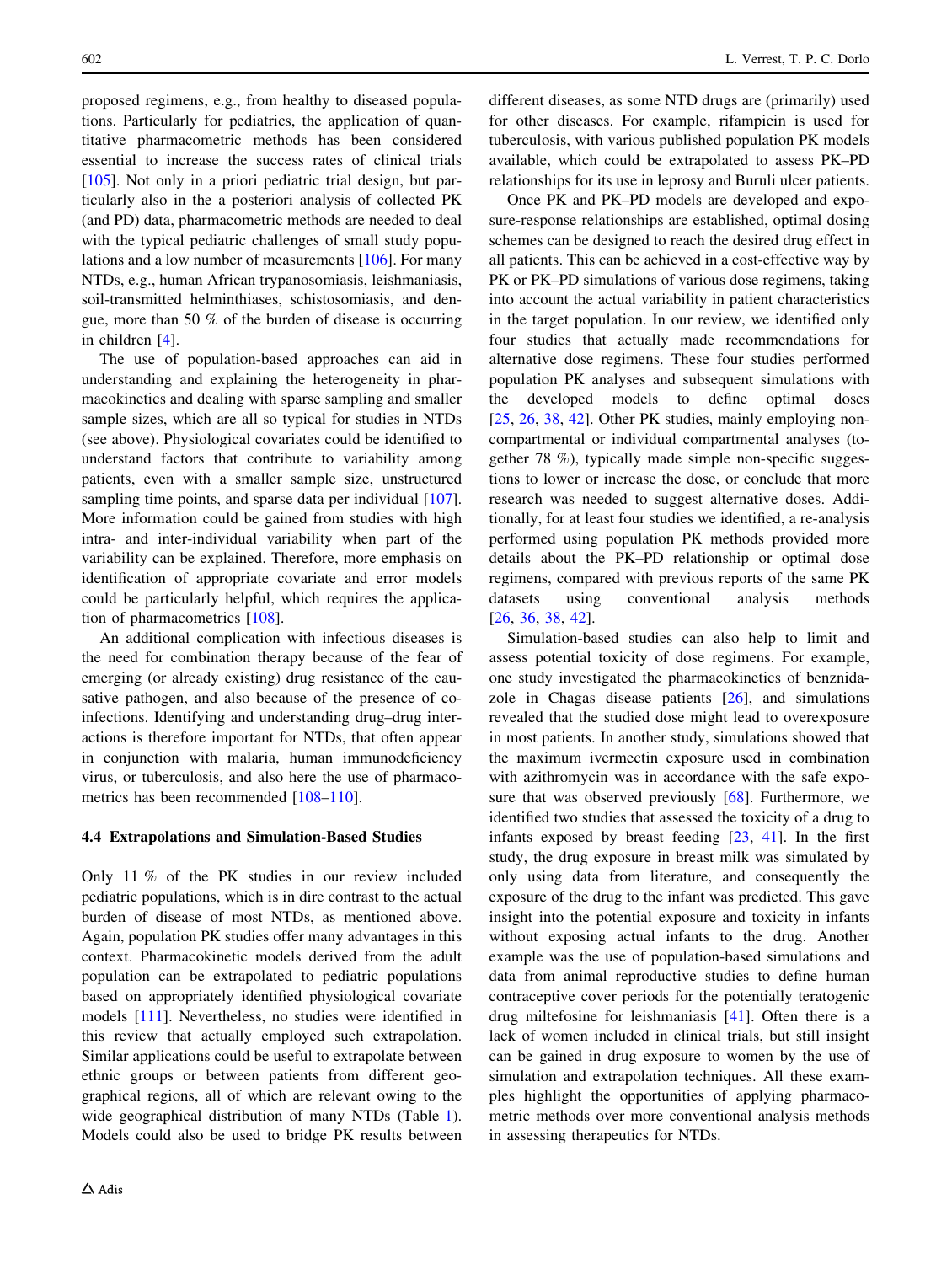proposed regimens, e.g., from healthy to diseased populations. Particularly for pediatrics, the application of quantitative pharmacometric methods has been considered essential to increase the success rates of clinical trials [105]. Not only in a priori pediatric trial design, but particularly also in the a posteriori analysis of collected PK (and PD) data, pharmacometric methods are needed to deal with the typical pediatric challenges of small study populations and a low number of measurements [106]. For many NTDs, e.g., human African trypanosomiasis, leishmaniasis, soil-transmitted helminthiases, schistosomiasis, and dengue, more than 50 % of the burden of disease is occurring in children [4].

The use of population-based approaches can aid in understanding and explaining the heterogeneity in pharmacokinetics and dealing with sparse sampling and smaller sample sizes, which are all so typical for studies in NTDs (see above). Physiological covariates could be identified to understand factors that contribute to variability among patients, even with a smaller sample size, unstructured sampling time points, and sparse data per individual [107]. More information could be gained from studies with high intra- and inter-individual variability when part of the variability can be explained. Therefore, more emphasis on identification of appropriate covariate and error models could be particularly helpful, which requires the application of pharmacometrics [108].

An additional complication with infectious diseases is the need for combination therapy because of the fear of emerging (or already existing) drug resistance of the causative pathogen, and also because of the presence of co-infections. Identifying and understanding drug–drug interactions is therefore important for NTDs, that often appear in conjunction with malaria, human immunodeficiency virus, or tuberculosis, and also here the use of pharmacometrics has been recommended [108–110].

### 4.4 Extrapolations and Simulation-Based Studies

Only 11 % of the PK studies in our review included pediatric populations, which is in dire contrast to the actual burden of disease of most NTDs, as mentioned above. Again, population PK studies offer many advantages in this context. Pharmacokinetic models derived from the adult population can be extrapolated to pediatric populations based on appropriately identified physiological covariate models [111]. Nevertheless, no studies were identified in this review that actually employed such extrapolation. Similar applications could be useful to extrapolate between ethnic groups or between patients from different geographical regions, all of which are relevant owing to the wide geographical distribution of many NTDs (Table 1). Models could also be used to bridge PK results between different diseases, as some NTD drugs are (primarily) used for other diseases. For example, rifampicin is used for tuberculosis, with various published population PK models available, which could be extrapolated to assess PK–PD relationships for its use in leprosy and Buruli ulcer patients.

Once PK and PK–PD models are developed and exposure-response relationships are established, optimal dosing schemes can be designed to reach the desired drug effect in all patients. This can be achieved in a cost-effective way by PK or PK–PD simulations of various dose regimens, taking into account the actual variability in patient characteristics in the target population. In our review, we identified only four studies that actually made recommendations for alternative dose regimens. These four studies performed population PK analyses and subsequent simulations with the developed models to define optimal doses [25, 26, 38, 42]. Other PK studies, mainly employing non-compartmental or individual compartmental analyses (together 78 %), typically made simple non-specific suggestions to lower or increase the dose, or conclude that more research was needed to suggest alternative doses. Additionally, for at least four studies we identified, a re-analysis performed using population PK methods provided more details about the PK–PD relationship or optimal dose regimens, compared with previous reports of the same PK datasets using conventional analysis methods [26, 36, 38, 42].

Simulation-based studies can also help to limit and assess potential toxicity of dose regimens. For example, one study investigated the pharmacokinetics of benznidazole in Chagas disease patients [26], and simulations revealed that the studied dose might lead to overexposure in most patients. In another study, simulations showed that the maximum ivermectin exposure used in combination with azithromycin was in accordance with the safe exposure that was observed previously [68]. Furthermore, we identified two studies that assessed the toxicity of a drug to infants exposed by breast feeding [23, 41]. In the first study, the drug exposure in breast milk was simulated by only using data from literature, and consequently the exposure of the drug to the infant was predicted. This gave insight into the potential exposure and toxicity in infants without exposing actual infants to the drug. Another example was the use of population-based simulations and data from animal reproductive studies to define human contraceptive cover periods for the potentially teratogenic drug miltefosine for leishmaniasis [41]. Often there is a lack of women included in clinical trials, but still insight can be gained in drug exposure to women by the use of simulation and extrapolation techniques. All these examples highlight the opportunities of applying pharmacometric methods over more conventional analysis methods in assessing therapeutics for NTDs.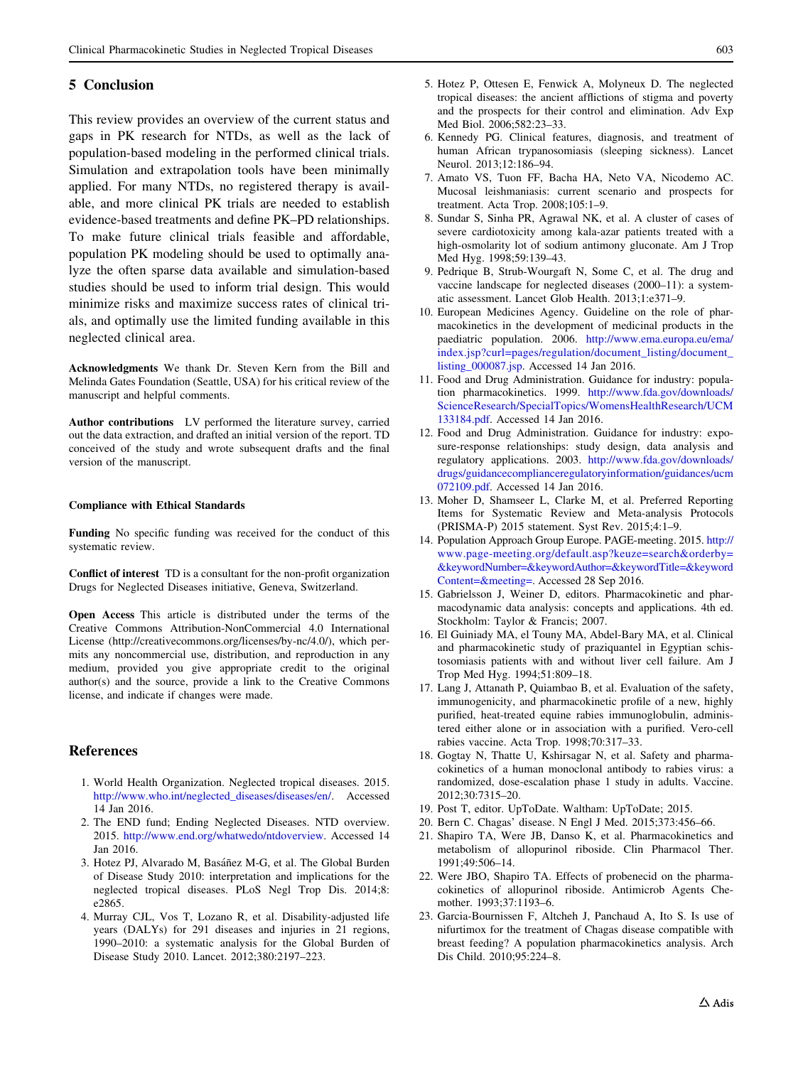## 5 Conclusion

This review provides an overview of the current status and gaps in PK research for NTDs, as well as the lack of population-based modeling in the performed clinical trials. Simulation and extrapolation tools have been minimally applied. For many NTDs, no registered therapy is available, and more clinical PK trials are needed to establish evidence-based treatments and define PK–PD relationships. To make future clinical trials feasible and affordable, population PK modeling should be used to optimally analyze the often sparse data available and simulation-based studies should be used to inform trial design. This would minimize risks and maximize success rates of clinical trials, and optimally use the limited funding available in this neglected clinical area.

**Acknowledgments** We thank Dr. Steven Kern from the Bill and Melinda Gates Foundation (Seattle, USA) for his critical review of the manuscript and helpful comments.

**Author contributions** LV performed the literature survey, carried out the data extraction, and drafted an initial version of the report. TD conceived of the study and wrote subsequent drafts and the final version of the manuscript.

**Compliance with Ethical Standards**

**Funding** No specific funding was received for the conduct of this systematic review.

**Conflict of interest** TD is a consultant for the non-profit organization Drugs for Neglected Diseases initiative, Geneva, Switzerland.

**Open Access** This article is distributed under the terms of the Creative Commons Attribution-NonCommercial 4.0 International License (http://creativecommons.org/licenses/by-nc/4.0/), which permits any noncommercial use, distribution, and reproduction in any medium, provided you give appropriate credit to the original author(s) and the source, provide a link to the Creative Commons license, and indicate if changes were made.

## References

1. World Health Organization. Neglected tropical diseases. 2015. http://www.who.int/neglected_diseases/diseases/en/. Accessed 14 Jan 2016.
2. The END fund; Ending Neglected Diseases. NTD overview. 2015. http://www.end.org/whatwedo/ntdoverview. Accessed 14 Jan 2016.
3. Hotez PJ, Alvarado M, Basáñez M-G, et al. The Global Burden of Disease Study 2010: interpretation and implications for the neglected tropical diseases. PLoS Negl Trop Dis. 2014;8:e2865.
4. Murray CJL, Vos T, Lozano R, et al. Disability-adjusted life years (DALYs) for 291 diseases and injuries in 21 regions, 1990–2010: a systematic analysis for the Global Burden of Disease Study 2010. Lancet. 2012;380:2197–223.
5. Hotez P, Ottesen E, Fenwick A, Molyneux D. The neglected tropical diseases: the ancient afflictions of stigma and poverty and the prospects for their control and elimination. Adv Exp Med Biol. 2006;582:23–33.
6. Kennedy PG. Clinical features, diagnosis, and treatment of human African trypanosomiasis (sleeping sickness). Lancet Neurol. 2013;12:186–94.
7. Amato VS, Tuon FF, Bacha HA, Neto VA, Nicodemo AC. Mucosal leishmaniasis: current scenario and prospects for treatment. Acta Trop. 2008;105:1–9.
8. Sundar S, Sinha PR, Agrawal NK, et al. A cluster of cases of severe cardiotoxicity among kala-azar patients treated with a high-osmolarity lot of sodium antimony gluconate. Am J Trop Med Hyg. 1998;59:139–43.
9. Pedrique B, Strub-Wourgaft N, Some C, et al. The drug and vaccine landscape for neglected diseases (2000–11): a systematic assessment. Lancet Glob Health. 2013;1:e371–9.
10. European Medicines Agency. Guideline on the role of pharmacokinetics in the development of medicinal products in the paediatric population. 2006. http://www.ema.europa.eu/ema/index.jsp?curl=pages/regulation/document_listing/document_listing_000087.jsp. Accessed 14 Jan 2016.
11. Food and Drug Administration. Guidance for industry: population pharmacokinetics. 1999. http://www.fda.gov/downloads/ScienceResearch/SpecialTopics/WomensHealthResearch/UCM133184.pdf. Accessed 14 Jan 2016.
12. Food and Drug Administration. Guidance for industry: exposure-response relationships: study design, data analysis and regulatory applications. 2003. http://www.fda.gov/downloads/drugs/guidancecomplianceregulatoryinformation/guidances/ucm072109.pdf. Accessed 14 Jan 2016.
13. Moher D, Shamseer L, Clarke M, et al. Preferred Reporting Items for Systematic Review and Meta-analysis Protocols (PRISMA-P) 2015 statement. Syst Rev. 2015;4:1–9.
14. Population Approach Group Europe. PAGE-meeting. 2015. http://www.page-meeting.org/default.asp?keuze=search&orderby=&keywordNumber=&keywordAuthor=&keywordTitle=&keywordContent=&meeting=. Accessed 28 Sep 2016.
15. Gabrielsson J, Weiner D, editors. Pharmacokinetic and pharmacodynamic data analysis: concepts and applications. 4th ed. Stockholm: Taylor & Francis; 2007.
16. El Guiniady MA, el Touny MA, Abdel-Bary MA, et al. Clinical and pharmacokinetic study of praziquantel in Egyptian schistosomiasis patients with and without liver cell failure. Am J Trop Med Hyg. 1994;51:809–18.
17. Lang J, Attanath P, Quiambao B, et al. Evaluation of the safety, immunogenicity, and pharmacokinetic profile of a new, highly purified, heat-treated equine rabies immunoglobulin, administered either alone or in association with a purified. Vero-cell rabies vaccine. Acta Trop. 1998;70:317–33.
18. Gogtay N, Thatte U, Kshirsagar N, et al. Safety and pharmacokinetics of a human monoclonal antibody to rabies virus: a randomized, dose-escalation phase 1 study in adults. Vaccine. 2012;30:7315–20.
19. Post T, editor. UpToDate. Waltham: UpToDate; 2015.
20. Bern C. Chagas' disease. N Engl J Med. 2015;373:456–66.
21. Shapiro TA, Were JB, Danso K, et al. Pharmacokinetics and metabolism of allopurinol riboside. Clin Pharmacol Ther. 1991;49:506–14.
22. Were JBO, Shapiro TA. Effects of probenecid on the pharmacokinetics of allopurinol riboside. Antimicrob Agents Chemother. 1993;37:1193–6.
23. Garcia-Bournissen F, Altcheh J, Panchaud A, Ito S. Is use of nifurtimox for the treatment of Chagas disease compatible with breast feeding? A population pharmacokinetics analysis. Arch Dis Child. 2010;95:224–8.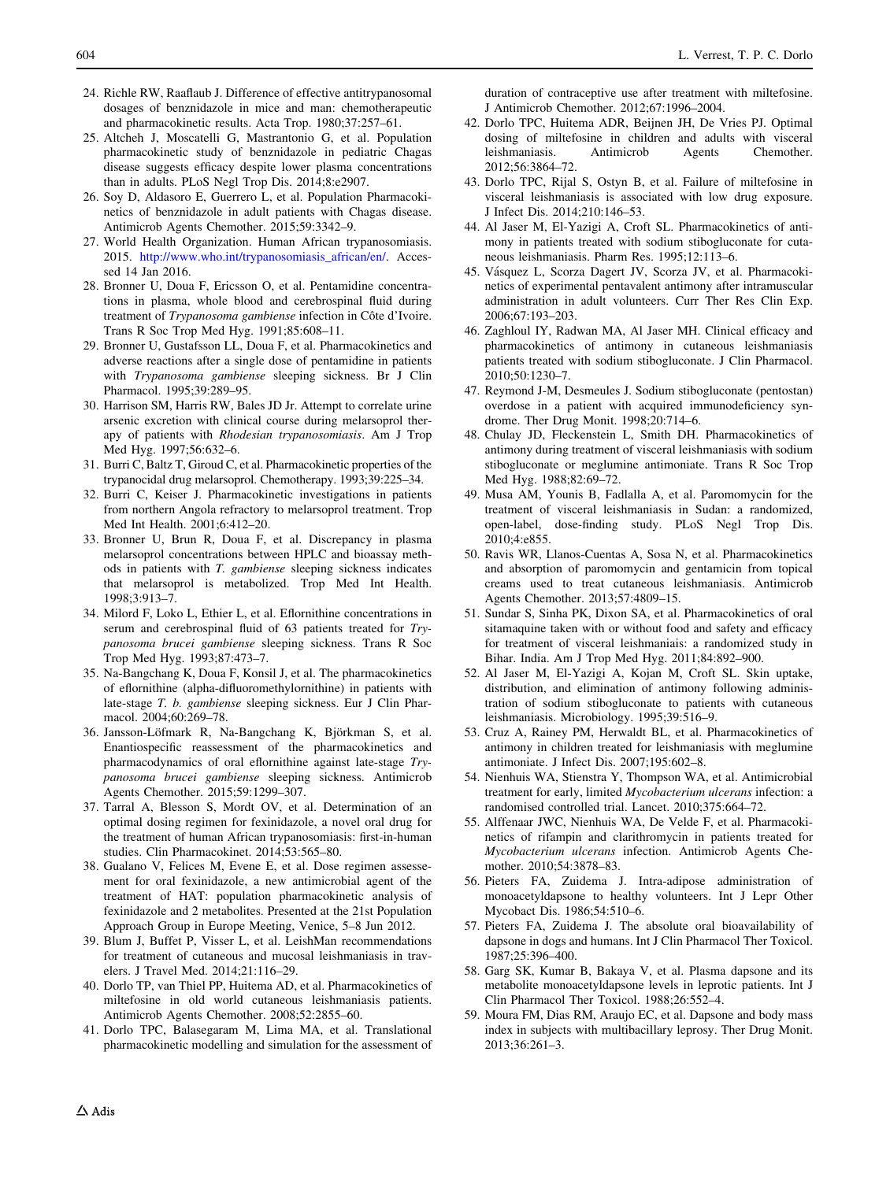24. Richle RW, Raaflaub J. Difference of effective antitrypanosomal dosages of benznidazole in mice and man: chemotherapeutic and pharmacokinetic results. Acta Trop. 1980;37:257–61.
25. Altcheh J, Moscatelli G, Mastrantonio G, et al. Population pharmacokinetic study of benznidazole in pediatric Chagas disease suggests efficacy despite lower plasma concentrations than in adults. PLoS Negl Trop Dis. 2014;8:e2907.
26. Soy D, Aldasoro E, Guerrero L, et al. Population Pharmacokinetics of benznidazole in adult patients with Chagas disease. Antimicrob Agents Chemother. 2015;59:3342–9.
27. World Health Organization. Human African trypanosomiasis. 2015. http://www.who.int/trypanosomiasis_african/en/. Accessed 14 Jan 2016.
28. Bronner U, Doua F, Ericsson O, et al. Pentamidine concentrations in plasma, whole blood and cerebrospinal fluid during treatment of *Trypanosoma gambiense* infection in Côte d'Ivoire. Trans R Soc Trop Med Hyg. 1991;85:608–11.
29. Bronner U, Gustafsson LL, Doua F, et al. Pharmacokinetics and adverse reactions after a single dose of pentamidine in patients with *Trypanosoma gambiense* sleeping sickness. Br J Clin Pharmacol. 1995;39:289–95.
30. Harrison SM, Harris RW, Bales JD Jr. Attempt to correlate urine arsenic excretion with clinical course during melarsoprol therapy of patients with *Rhodesian trypanosomiasis*. Am J Trop Med Hyg. 1997;56:632–6.
31. Burri C, Baltz T, Giroud C, et al. Pharmacokinetic properties of the trypanocidal drug melarsoprol. Chemotherapy. 1993;39:225–34.
32. Burri C, Keiser J. Pharmacokinetic investigations in patients from northern Angola refractory to melarsoprol treatment. Trop Med Int Health. 2001;6:412–20.
33. Bronner U, Brun R, Doua F, et al. Discrepancy in plasma melarsoprol concentrations between HPLC and bioassay methods in patients with *T. gambiense* sleeping sickness indicates that melarsoprol is metabolized. Trop Med Int Health. 1998;3:913–7.
34. Milord F, Loko L, Ethier L, et al. Eflornithine concentrations in serum and cerebrospinal fluid of 63 patients treated for *Trypanosoma brucei gambiense* sleeping sickness. Trans R Soc Trop Med Hyg. 1993;87:473–7.
35. Na-Bangchang K, Doua F, Konsil J, et al. The pharmacokinetics of eflornithine (alpha-difluoromethylornithine) in patients with late-stage *T. b. gambiense* sleeping sickness. Eur J Clin Pharmacol. 2004;60:269–78.
36. Jansson-Löfmark R, Na-Bangchang K, Björkman S, et al. Enantiospecific reassessment of the pharmacokinetics and pharmacodynamics of oral eflornithine against late-stage *Trypanosoma brucei gambiense* sleeping sickness. Antimicrob Agents Chemother. 2015;59:1299–307.
37. Tarral A, Blesson S, Mordt OV, et al. Determination of an optimal dosing regimen for fexinidazole, a novel oral drug for the treatment of human African trypanosomiasis: first-in-human studies. Clin Pharmacokinet. 2014;53:565–80.
38. Gualano V, Felices M, Evene E, et al. Dose regimen assessement for oral fexinidazole, a new antimicrobial agent of the treatment of HAT: population pharmacokinetic analysis of fexinidazole and 2 metabolites. Presented at the 21st Population Approach Group in Europe Meeting, Venice, 5–8 Jun 2012.
39. Blum J, Buffet P, Visser L, et al. LeishMan recommendations for treatment of cutaneous and mucosal leishmaniasis in travelers. J Travel Med. 2014;21:116–29.
40. Dorlo TP, van Thiel PP, Huitema AD, et al. Pharmacokinetics of miltefosine in old world cutaneous leishmaniasis patients. Antimicrob Agents Chemother. 2008;52:2855–60.
41. Dorlo TPC, Balasegaram M, Lima MA, et al. Translational pharmacokinetic modelling and simulation for the assessment of duration of contraceptive use after treatment with miltefosine. J Antimicrob Chemother. 2012;67:1996–2004.
42. Dorlo TPC, Huitema ADR, Beijnen JH, De Vries PJ. Optimal dosing of miltefosine in children and adults with visceral leishmaniasis. Antimicrob Agents Chemother. 2012;56:3864–72.
43. Dorlo TPC, Rijal S, Ostyn B, et al. Failure of miltefosine in visceral leishmaniasis is associated with low drug exposure. J Infect Dis. 2014;210:146–53.
44. Al Jaser M, El-Yazigi A, Croft SL. Pharmacokinetics of antimony in patients treated with sodium stibogluconate for cutaneous leishmaniasis. Pharm Res. 1995;12:113–6.
45. Vásquez L, Scorza Dagert JV, Scorza JV, et al. Pharmacokinetics of experimental pentavalent antimony after intramuscular administration in adult volunteers. Curr Ther Res Clin Exp. 2006;67:193–203.
46. Zaghloul IY, Radwan MA, Al Jaser MH. Clinical efficacy and pharmacokinetics of antimony in cutaneous leishmaniasis patients treated with sodium stibogluconate. J Clin Pharmacol. 2010;50:1230–7.
47. Reymond J-M, Desmeules J. Sodium stibogluconate (pentostan) overdose in a patient with acquired immunodeficiency syndrome. Ther Drug Monit. 1998;20:714–6.
48. Chulay JD, Fleckenstein L, Smith DH. Pharmacokinetics of antimony during treatment of visceral leishmaniasis with sodium stibogluconate or meglumine antimoniate. Trans R Soc Trop Med Hyg. 1988;82:69–72.
49. Musa AM, Younis B, Fadlalla A, et al. Paromomycin for the treatment of visceral leishmaniasis in Sudan: a randomized, open-label, dose-finding study. PLoS Negl Trop Dis. 2010;4:e855.
50. Ravis WR, Llanos-Cuentas A, Sosa N, et al. Pharmacokinetics and absorption of paromomycin and gentamicin from topical creams used to treat cutaneous leishmaniasis. Antimicrob Agents Chemother. 2013;57:4809–15.
51. Sundar S, Sinha PK, Dixon SA, et al. Pharmacokinetics of oral sitamaquine taken with or without food and safety and efficacy for treatment of visceral leishmaniais: a randomized study in Bihar. India. Am J Trop Med Hyg. 2011;84:892–900.
52. Al Jaser M, El-Yazigi A, Kojan M, Croft SL. Skin uptake, distribution, and elimination of antimony following administration of sodium stibogluconate to patients with cutaneous leishmaniasis. Microbiology. 1995;39:516–9.
53. Cruz A, Rainey PM, Herwaldt BL, et al. Pharmacokinetics of antimony in children treated for leishmaniasis with meglumine antimoniate. J Infect Dis. 2007;195:602–8.
54. Nienhuis WA, Stienstra Y, Thompson WA, et al. Antimicrobial treatment for early, limited *Mycobacterium ulcerans* infection: a randomised controlled trial. Lancet. 2010;375:664–72.
55. Alffenaar JWC, Nienhuis WA, De Velde F, et al. Pharmacokinetics of rifampin and clarithromycin in patients treated for *Mycobacterium ulcerans* infection. Antimicrob Agents Chemother. 2010;54:3878–83.
56. Pieters FA, Zuidema J. Intra-adipose administration of monoacetyldapsone to healthy volunteers. Int J Lepr Other Mycobact Dis. 1986;54:510–6.
57. Pieters FA, Zuidema J. The absolute oral bioavailability of dapsone in dogs and humans. Int J Clin Pharmacol Ther Toxicol. 1987;25:396–400.
58. Garg SK, Kumar B, Bakaya V, et al. Plasma dapsone and its metabolite monoacetyldapsone levels in leprotic patients. Int J Clin Pharmacol Ther Toxicol. 1988;26:552–4.
59. Moura FM, Dias RM, Araujo EC, et al. Dapsone and body mass index in subjects with multibacillary leprosy. Ther Drug Monit. 2013;36:261–3.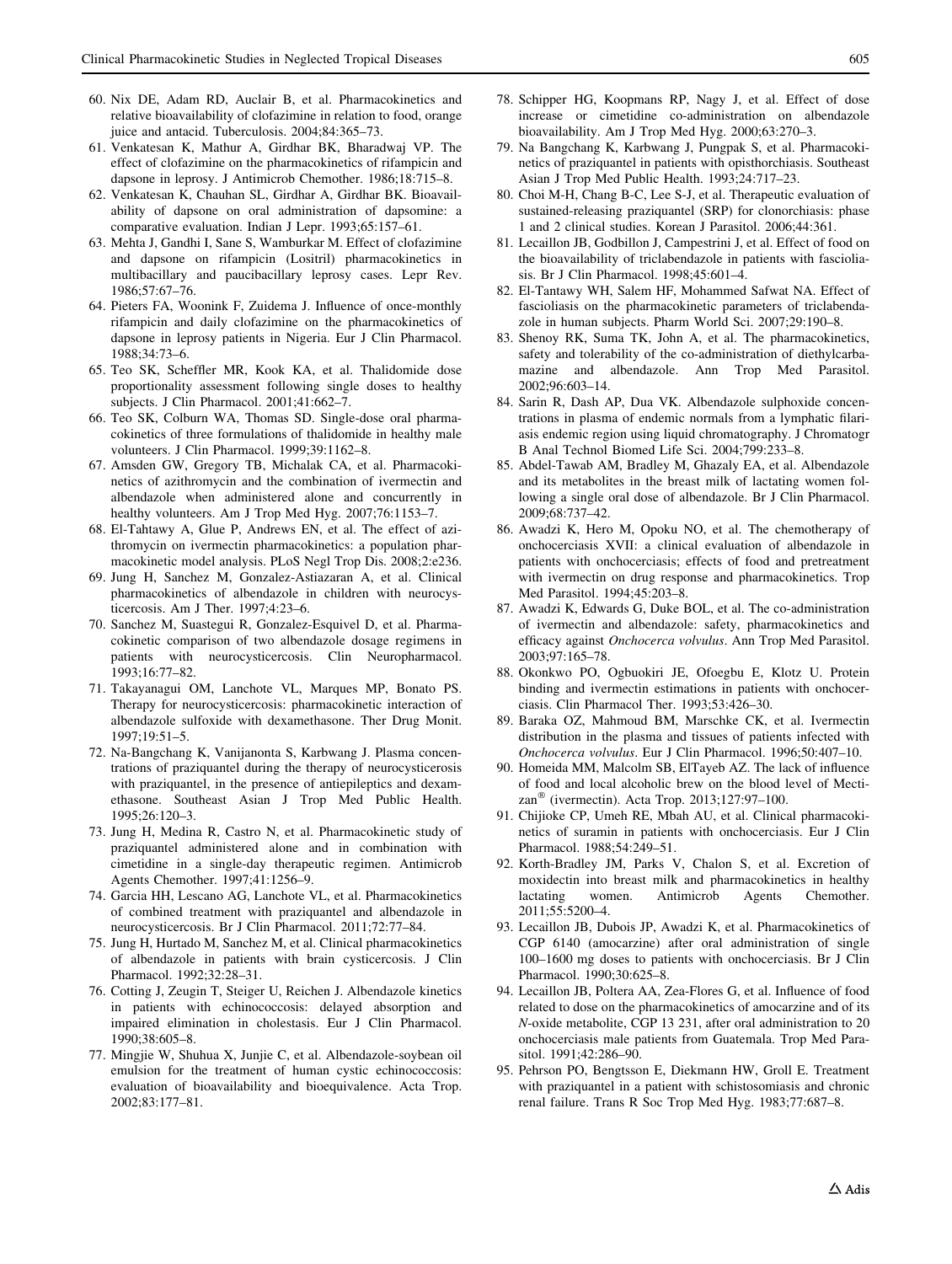60. Nix DE, Adam RD, Auclair B, et al. Pharmacokinetics and relative bioavailability of clofazimine in relation to food, orange juice and antacid. Tuberculosis. 2004;84:365–73.
61. Venkatesan K, Mathur A, Girdhar BK, Bharadwaj VP. The effect of clofazimine on the pharmacokinetics of rifampicin and dapsone in leprosy. J Antimicrob Chemother. 1986;18:715–8.
62. Venkatesan K, Chauhan SL, Girdhar A, Girdhar BK. Bioavailability of dapsone on oral administration of dapsomine: a comparative evaluation. Indian J Lepr. 1993;65:157–61.
63. Mehta J, Gandhi I, Sane S, Wamburkar M. Effect of clofazimine and dapsone on rifampicin (Lositril) pharmacokinetics in multibacillary and paucibacillary leprosy cases. Lepr Rev. 1986;57:67–76.
64. Pieters FA, Woonink F, Zuidema J. Influence of once-monthly rifampicin and daily clofazimine on the pharmacokinetics of dapsone in leprosy patients in Nigeria. Eur J Clin Pharmacol. 1988;34:73–6.
65. Teo SK, Scheffler MR, Kook KA, et al. Thalidomide dose proportionality assessment following single doses to healthy subjects. J Clin Pharmacol. 2001;41:662–7.
66. Teo SK, Colburn WA, Thomas SD. Single-dose oral pharmacokinetics of three formulations of thalidomide in healthy male volunteers. J Clin Pharmacol. 1999;39:1162–8.
67. Amsden GW, Gregory TB, Michalak CA, et al. Pharmacokinetics of azithromycin and the combination of ivermectin and albendazole when administered alone and concurrently in healthy volunteers. Am J Trop Med Hyg. 2007;76:1153–7.
68. El-Tahtawy A, Glue P, Andrews EN, et al. The effect of azithromycin on ivermectin pharmacokinetics: a population pharmacokinetic model analysis. PLoS Negl Trop Dis. 2008;2:e236.
69. Jung H, Sanchez M, Gonzalez-Astiazaran A, et al. Clinical pharmacokinetics of albendazole in children with neurocysticercosis. Am J Ther. 1997;4:23–6.
70. Sanchez M, Suastegui R, Gonzalez-Esquivel D, et al. Pharmacokinetic comparison of two albendazole dosage regimens in patients with neurocysticercosis. Clin Neuropharmacol. 1993;16:77–82.
71. Takayanagui OM, Lanchote VL, Marques MP, Bonato PS. Therapy for neurocysticercosis: pharmacokinetic interaction of albendazole sulfoxide with dexamethasone. Ther Drug Monit. 1997;19:51–5.
72. Na-Bangchang K, Vanijanonta S, Karbwang J. Plasma concentrations of praziquantel during the therapy of neurocysticerosis with praziquantel, in the presence of antiepileptics and dexamethasone. Southeast Asian J Trop Med Public Health. 1995;26:120–3.
73. Jung H, Medina R, Castro N, et al. Pharmacokinetic study of praziquantel administered alone and in combination with cimetidine in a single-day therapeutic regimen. Antimicrob Agents Chemother. 1997;41:1256–9.
74. Garcia HH, Lescano AG, Lanchote VL, et al. Pharmacokinetics of combined treatment with praziquantel and albendazole in neurocysticercosis. Br J Clin Pharmacol. 2011;72:77–84.
75. Jung H, Hurtado M, Sanchez M, et al. Clinical pharmacokinetics of albendazole in patients with brain cysticercosis. J Clin Pharmacol. 1992;32:28–31.
76. Cotting J, Zeugin T, Steiger U, Reichen J. Albendazole kinetics in patients with echinococcosis: delayed absorption and impaired elimination in cholestasis. Eur J Clin Pharmacol. 1990;38:605–8.
77. Mingjie W, Shuhua X, Junjie C, et al. Albendazole-soybean oil emulsion for the treatment of human cystic echinococcosis: evaluation of bioavailability and bioequivalence. Acta Trop. 2002;83:177–81.
78. Schipper HG, Koopmans RP, Nagy J, et al. Effect of dose increase or cimetidine co-administration on albendazole bioavailability. Am J Trop Med Hyg. 2000;63:270–3.
79. Na Bangchang K, Karbwang J, Pungpak S, et al. Pharmacokinetics of praziquantel in patients with opisthorchiasis. Southeast Asian J Trop Med Public Health. 1993;24:717–23.
80. Choi M-H, Chang B-C, Lee S-J, et al. Therapeutic evaluation of sustained-releasing praziquantel (SRP) for clonorchiasis: phase 1 and 2 clinical studies. Korean J Parasitol. 2006;44:361.
81. Lecaillon JB, Godbillon J, Campestrini J, et al. Effect of food on the bioavailability of triclabendazole in patients with fascioliasis. Br J Clin Pharmacol. 1998;45:601–4.
82. El-Tantawy WH, Salem HF, Mohammed Safwat NA. Effect of fascioliasis on the pharmacokinetic parameters of triclabendazole in human subjects. Pharm World Sci. 2007;29:190–8.
83. Shenoy RK, Suma TK, John A, et al. The pharmacokinetics, safety and tolerability of the co-administration of diethylcarbamazine and albendazole. Ann Trop Med Parasitol. 2002;96:603–14.
84. Sarin R, Dash AP, Dua VK. Albendazole sulphoxide concentrations in plasma of endemic normals from a lymphatic filariasis endemic region using liquid chromatography. J Chromatogr B Anal Technol Biomed Life Sci. 2004;799:233–8.
85. Abdel-Tawab AM, Bradley M, Ghazaly EA, et al. Albendazole and its metabolites in the breast milk of lactating women following a single oral dose of albendazole. Br J Clin Pharmacol. 2009;68:737–42.
86. Awadzi K, Hero M, Opoku NO, et al. The chemotherapy of onchocerciasis XVII: a clinical evaluation of albendazole in patients with onchocerciasis; effects of food and pretreatment with ivermectin on drug response and pharmacokinetics. Trop Med Parasitol. 1994;45:203–8.
87. Awadzi K, Edwards G, Duke BOL, et al. The co-administration of ivermectin and albendazole: safety, pharmacokinetics and efficacy against *Onchocerca volvulus*. Ann Trop Med Parasitol. 2003;97:165–78.
88. Okonkwo PO, Ogbuokiri JE, Ofoegbu E, Klotz U. Protein binding and ivermectin estimations in patients with onchocerciasis. Clin Pharmacol Ther. 1993;53:426–30.
89. Baraka OZ, Mahmoud BM, Marschke CK, et al. Ivermectin distribution in the plasma and tissues of patients infected with *Onchocerca volvulus*. Eur J Clin Pharmacol. 1996;50:407–10.
90. Homeida MM, Malcolm SB, ElTayeb AZ. The lack of influence of food and local alcoholic brew on the blood level of Mectizan® (ivermectin). Acta Trop. 2013;127:97–100.
91. Chijioke CP, Umeh RE, Mbah AU, et al. Clinical pharmacokinetics of suramin in patients with onchocerciasis. Eur J Clin Pharmacol. 1988;54:249–51.
92. Korth-Bradley JM, Parks V, Chalon S, et al. Excretion of moxidectin into breast milk and pharmacokinetics in healthy lactating women. Antimicrob Agents Chemother. 2011;55:5200–4.
93. Lecaillon JB, Dubois JP, Awadzi K, et al. Pharmacokinetics of CGP 6140 (amocarzine) after oral administration of single 100–1600 mg doses to patients with onchocerciasis. Br J Clin Pharmacol. 1990;30:625–8.
94. Lecaillon JB, Poltera AA, Zea-Flores G, et al. Influence of food related to dose on the pharmacokinetics of amocarzine and of its *N*-oxide metabolite, CGP 13 231, after oral administration to 20 onchocerciasis male patients from Guatemala. Trop Med Parasitol. 1991;42:286–90.
95. Pehrson PO, Bengtsson E, Diekmann HW, Groll E. Treatment with praziquantel in a patient with schistosomiasis and chronic renal failure. Trans R Soc Trop Med Hyg. 1983;77:687–8.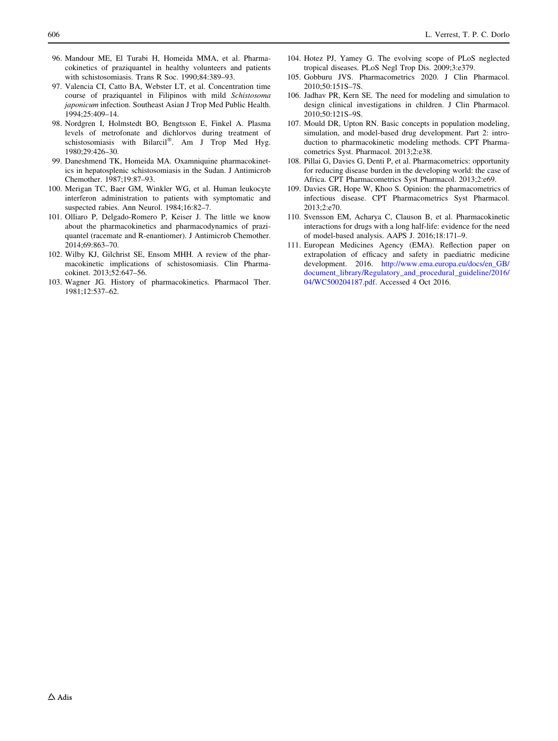96. Mandour ME, El Turabi H, Homeida MMA, et al. Pharmacokinetics of praziquantel in healthy volunteers and patients with schistosomiasis. Trans R Soc. 1990;84:389–93.
97. Valencia CI, Catto BA, Webster LT, et al. Concentration time course of praziquantel in Filipinos with mild *Schistosoma japonicum* infection. Southeast Asian J Trop Med Public Health. 1994;25:409–14.
98. Nordgren I, Holmstedt BO, Bengtsson E, Finkel A. Plasma levels of metrofonate and dichlorvos during treatment of schistosomiasis with Bilarcil®. Am J Trop Med Hyg. 1980;29:426–30.
99. Daneshmend TK, Homeida MA. Oxamniquine pharmacokinetics in hepatosplenic schistosomiasis in the Sudan. J Antimicrob Chemother. 1987;19:87–93.
100. Merigan TC, Baer GM, Winkler WG, et al. Human leukocyte interferon administration to patients with symptomatic and suspected rabies. Ann Neurol. 1984;16:82–7.
101. Olliaro P, Delgado-Romero P, Keiser J. The little we know about the pharmacokinetics and pharmacodynamics of praziquantel (racemate and R-enantiomer). J Antimicrob Chemother. 2014;69:863–70.
102. Wilby KJ, Gilchrist SE, Ensom MHH. A review of the pharmacokinetic implications of schistosomiasis. Clin Pharmacokinet. 2013;52:647–56.
103. Wagner JG. History of pharmacokinetics. Pharmacol Ther. 1981;12:537–62.
104. Hotez PJ, Yamey G. The evolving scope of PLoS neglected tropical diseases. PLoS Negl Trop Dis. 2009;3:e379.
105. Gobburu JVS. Pharmacometrics 2020. J Clin Pharmacol. 2010;50:151S–7S.
106. Jadhav PR, Kern SE. The need for modeling and simulation to design clinical investigations in children. J Clin Pharmacol. 2010;50:121S–9S.
107. Mould DR, Upton RN. Basic concepts in population modeling, simulation, and model-based drug development. Part 2: introduction to pharmacokinetic modeling methods. CPT Pharmacometrics Syst. Pharmacol. 2013;2:e38.
108. Pillai G, Davies G, Denti P, et al. Pharmacometrics: opportunity for reducing disease burden in the developing world: the case of Africa. CPT Pharmacometrics Syst Pharmacol. 2013;2:e69.
109. Davies GR, Hope W, Khoo S. Opinion: the pharmacometrics of infectious disease. CPT Pharmacometrics Syst Pharmacol. 2013;2:e70.
110. Svensson EM, Acharya C, Clauson B, et al. Pharmacokinetic interactions for drugs with a long half-life: evidence for the need of model-based analysis. AAPS J. 2016;18:171–9.
111. European Medicines Agency (EMA). Reflection paper on extrapolation of efficacy and safety in paediatric medicine development. 2016. http://www.ema.europa.eu/docs/en_GB/document_library/Regulatory_and_procedural_guideline/2016/04/WC500204187.pdf. Accessed 4 Oct 2016.